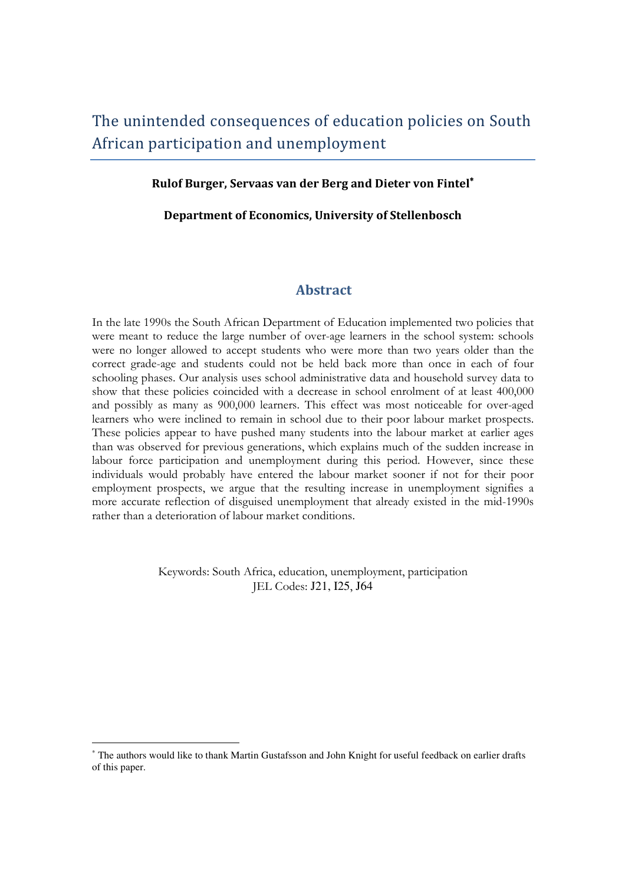# The unintended consequences of education policies on South African participation and unemployment

**Rulof Burger, Servaas van der Berg and Dieter von Fintel***

**Department of Economics, University of Stellenbosch**

## Abstract

In the late 1990s the South African Department of Education implemented two policies that were meant to reduce the large number of over-age learners in the school system: schools were no longer allowed to accept students who were more than two years older than the correct grade-age and students could not be held back more than once in each of four schooling phases. Our analysis uses school administrative data and household survey data to show that these policies coincided with a decrease in school enrolment of at least 400,000 and possibly as many as 900,000 learners. This effect was most noticeable for over-aged learners who were inclined to remain in school due to their poor labour market prospects. These policies appear to have pushed many students into the labour market at earlier ages than was observed for previous generations, which explains much of the sudden increase in labour force participation and unemployment during this period. However, since these individuals would probably have entered the labour market sooner if not for their poor employment prospects, we argue that the resulting increase in unemployment signifies a more accurate reflection of disguised unemployment that already existed in the mid-1990s rather than a deterioration of labour market conditions.

Keywords: South Africa, education, unemployment, participation
JEL Codes: J21, I25, J64

---

* The authors would like to thank Martin Gustafsson and John Knight for useful feedback on earlier drafts of this paper.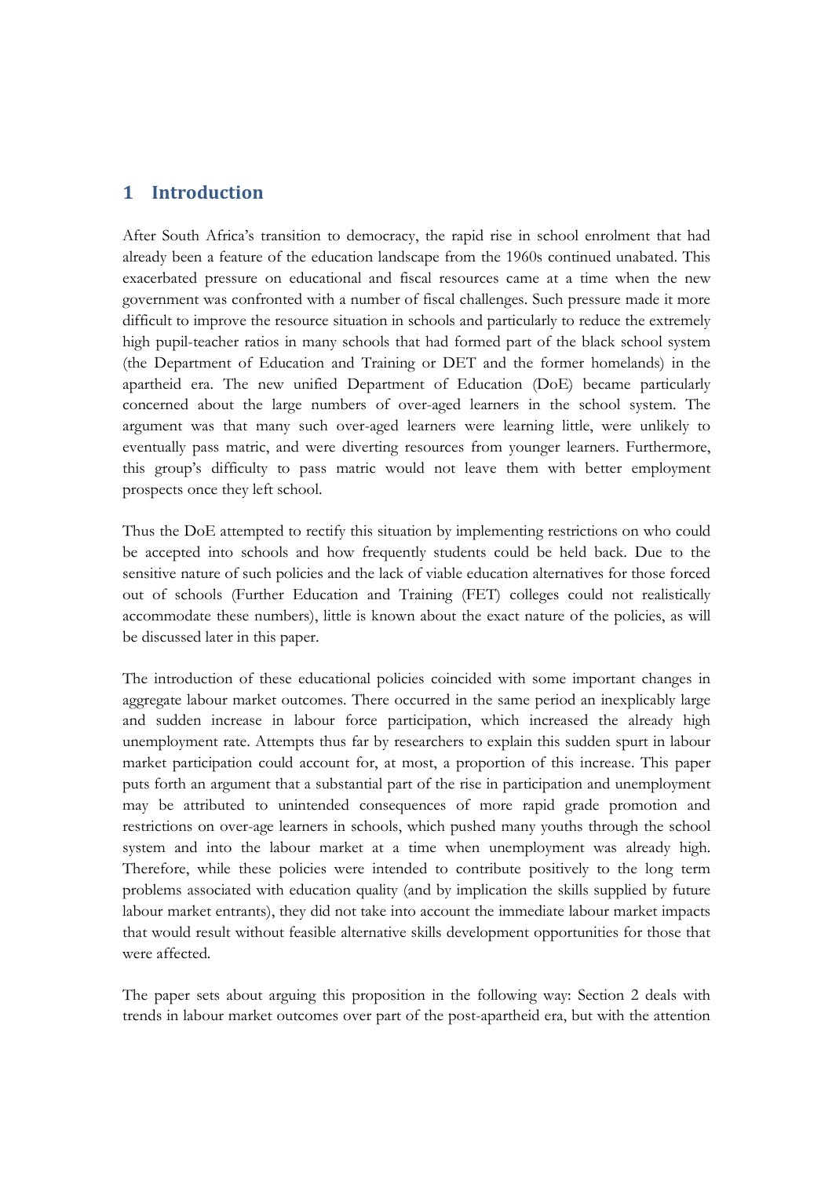## 1 Introduction

After South Africa's transition to democracy, the rapid rise in school enrolment that had already been a feature of the education landscape from the 1960s continued unabated. This exacerbated pressure on educational and fiscal resources came at a time when the new government was confronted with a number of fiscal challenges. Such pressure made it more difficult to improve the resource situation in schools and particularly to reduce the extremely high pupil-teacher ratios in many schools that had formed part of the black school system (the Department of Education and Training or DET and the former homelands) in the apartheid era. The new unified Department of Education (DoE) became particularly concerned about the large numbers of over-aged learners in the school system. The argument was that many such over-aged learners were learning little, were unlikely to eventually pass matric, and were diverting resources from younger learners. Furthermore, this group's difficulty to pass matric would not leave them with better employment prospects once they left school.

Thus the DoE attempted to rectify this situation by implementing restrictions on who could be accepted into schools and how frequently students could be held back. Due to the sensitive nature of such policies and the lack of viable education alternatives for those forced out of schools (Further Education and Training (FET) colleges could not realistically accommodate these numbers), little is known about the exact nature of the policies, as will be discussed later in this paper.

The introduction of these educational policies coincided with some important changes in aggregate labour market outcomes. There occurred in the same period an inexplicably large and sudden increase in labour force participation, which increased the already high unemployment rate. Attempts thus far by researchers to explain this sudden spurt in labour market participation could account for, at most, a proportion of this increase. This paper puts forth an argument that a substantial part of the rise in participation and unemployment may be attributed to unintended consequences of more rapid grade promotion and restrictions on over-age learners in schools, which pushed many youths through the school system and into the labour market at a time when unemployment was already high. Therefore, while these policies were intended to contribute positively to the long term problems associated with education quality (and by implication the skills supplied by future labour market entrants), they did not take into account the immediate labour market impacts that would result without feasible alternative skills development opportunities for those that were affected.

The paper sets about arguing this proposition in the following way: Section 2 deals with trends in labour market outcomes over part of the post-apartheid era, but with the attention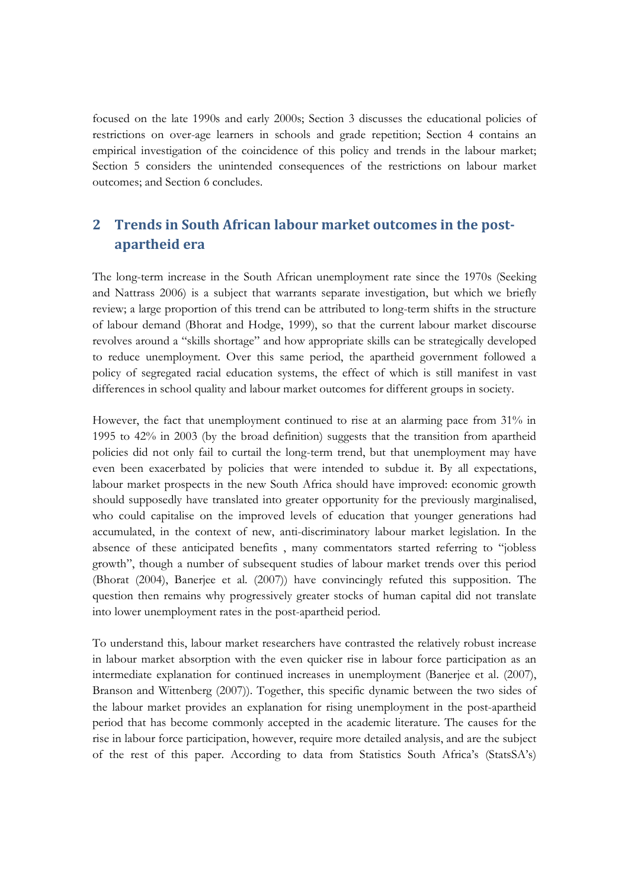focused on the late 1990s and early 2000s; Section 3 discusses the educational policies of restrictions on over-age learners in schools and grade repetition; Section 4 contains an empirical investigation of the coincidence of this policy and trends in the labour market; Section 5 considers the unintended consequences of the restrictions on labour market outcomes; and Section 6 concludes.

## 2 Trends in South African labour market outcomes in the post-apartheid era

The long-term increase in the South African unemployment rate since the 1970s (Seeking and Nattrass 2006) is a subject that warrants separate investigation, but which we briefly review; a large proportion of this trend can be attributed to long-term shifts in the structure of labour demand (Bhorat and Hodge, 1999), so that the current labour market discourse revolves around a "skills shortage" and how appropriate skills can be strategically developed to reduce unemployment. Over this same period, the apartheid government followed a policy of segregated racial education systems, the effect of which is still manifest in vast differences in school quality and labour market outcomes for different groups in society.

However, the fact that unemployment continued to rise at an alarming pace from 31% in 1995 to 42% in 2003 (by the broad definition) suggests that the transition from apartheid policies did not only fail to curtail the long-term trend, but that unemployment may have even been exacerbated by policies that were intended to subdue it. By all expectations, labour market prospects in the new South Africa should have improved: economic growth should supposedly have translated into greater opportunity for the previously marginalised, who could capitalise on the improved levels of education that younger generations had accumulated, in the context of new, anti-discriminatory labour market legislation. In the absence of these anticipated benefits , many commentators started referring to "jobless growth", though a number of subsequent studies of labour market trends over this period (Bhorat (2004), Banerjee et al. (2007)) have convincingly refuted this supposition. The question then remains why progressively greater stocks of human capital did not translate into lower unemployment rates in the post-apartheid period.

To understand this, labour market researchers have contrasted the relatively robust increase in labour market absorption with the even quicker rise in labour force participation as an intermediate explanation for continued increases in unemployment (Banerjee et al. (2007), Branson and Wittenberg (2007)). Together, this specific dynamic between the two sides of the labour market provides an explanation for rising unemployment in the post-apartheid period that has become commonly accepted in the academic literature. The causes for the rise in labour force participation, however, require more detailed analysis, and are the subject of the rest of this paper. According to data from Statistics South Africa's (StatsSA's)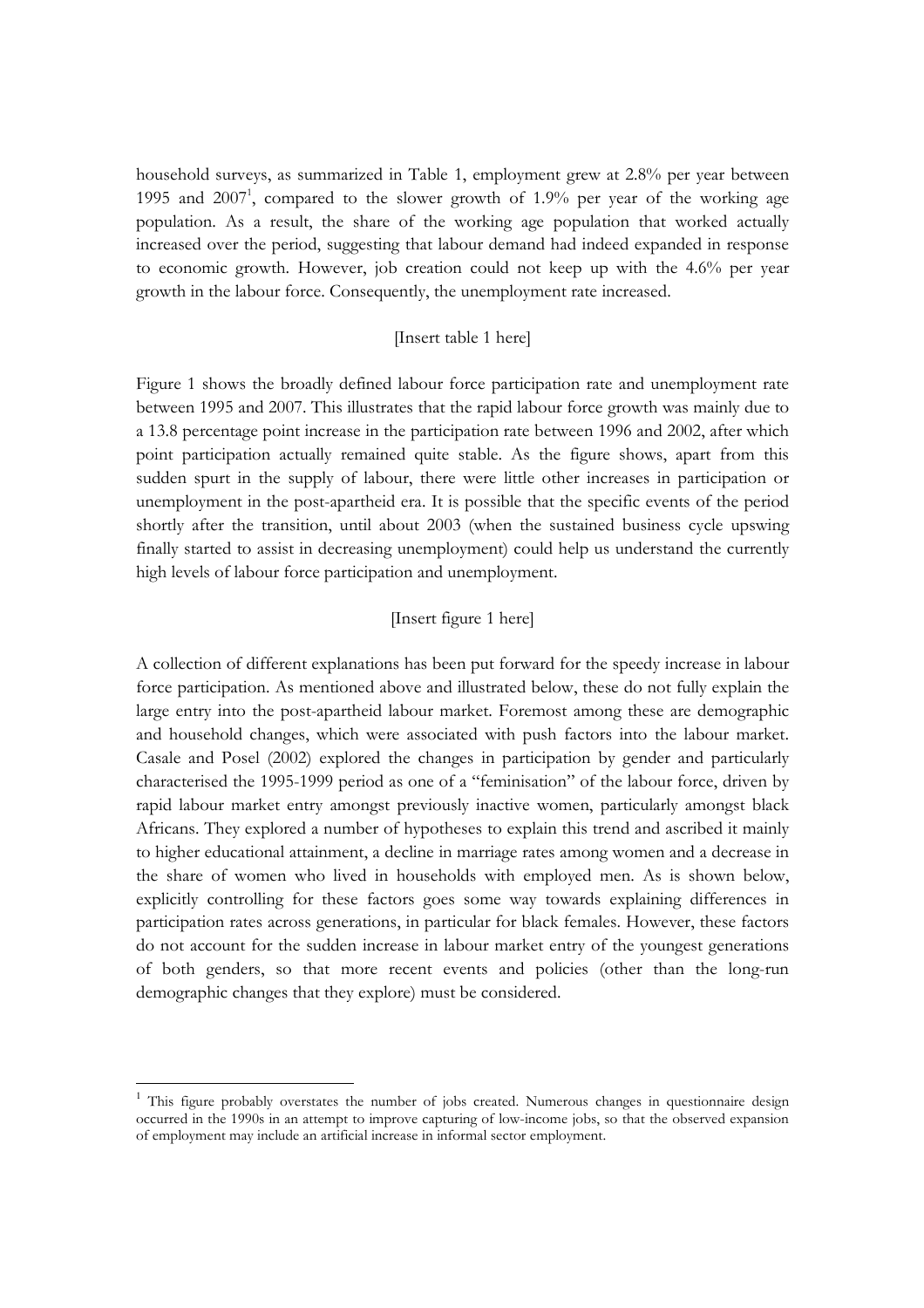household surveys, as summarized in Table 1, employment grew at 2.8% per year between 1995 and 2007[1], compared to the slower growth of 1.9% per year of the working age population. As a result, the share of the working age population that worked actually increased over the period, suggesting that labour demand had indeed expanded in response to economic growth. However, job creation could not keep up with the 4.6% per year growth in the labour force. Consequently, the unemployment rate increased.

[Insert table 1 here]

Figure 1 shows the broadly defined labour force participation rate and unemployment rate between 1995 and 2007. This illustrates that the rapid labour force growth was mainly due to a 13.8 percentage point increase in the participation rate between 1996 and 2002, after which point participation actually remained quite stable. As the figure shows, apart from this sudden spurt in the supply of labour, there were little other increases in participation or unemployment in the post-apartheid era. It is possible that the specific events of the period shortly after the transition, until about 2003 (when the sustained business cycle upswing finally started to assist in decreasing unemployment) could help us understand the currently high levels of labour force participation and unemployment.

[Insert figure 1 here]

A collection of different explanations has been put forward for the speedy increase in labour force participation. As mentioned above and illustrated below, these do not fully explain the large entry into the post-apartheid labour market. Foremost among these are demographic and household changes, which were associated with push factors into the labour market. Casale and Posel (2002) explored the changes in participation by gender and particularly characterised the 1995-1999 period as one of a "feminisation" of the labour force, driven by rapid labour market entry amongst previously inactive women, particularly amongst black Africans. They explored a number of hypotheses to explain this trend and ascribed it mainly to higher educational attainment, a decline in marriage rates among women and a decrease in the share of women who lived in households with employed men. As is shown below, explicitly controlling for these factors goes some way towards explaining differences in participation rates across generations, in particular for black females. However, these factors do not account for the sudden increase in labour market entry of the youngest generations of both genders, so that more recent events and policies (other than the long-run demographic changes that they explore) must be considered.

[1] This figure probably overstates the number of jobs created. Numerous changes in questionnaire design occurred in the 1990s in an attempt to improve capturing of low-income jobs, so that the observed expansion of employment may include an artificial increase in informal sector employment.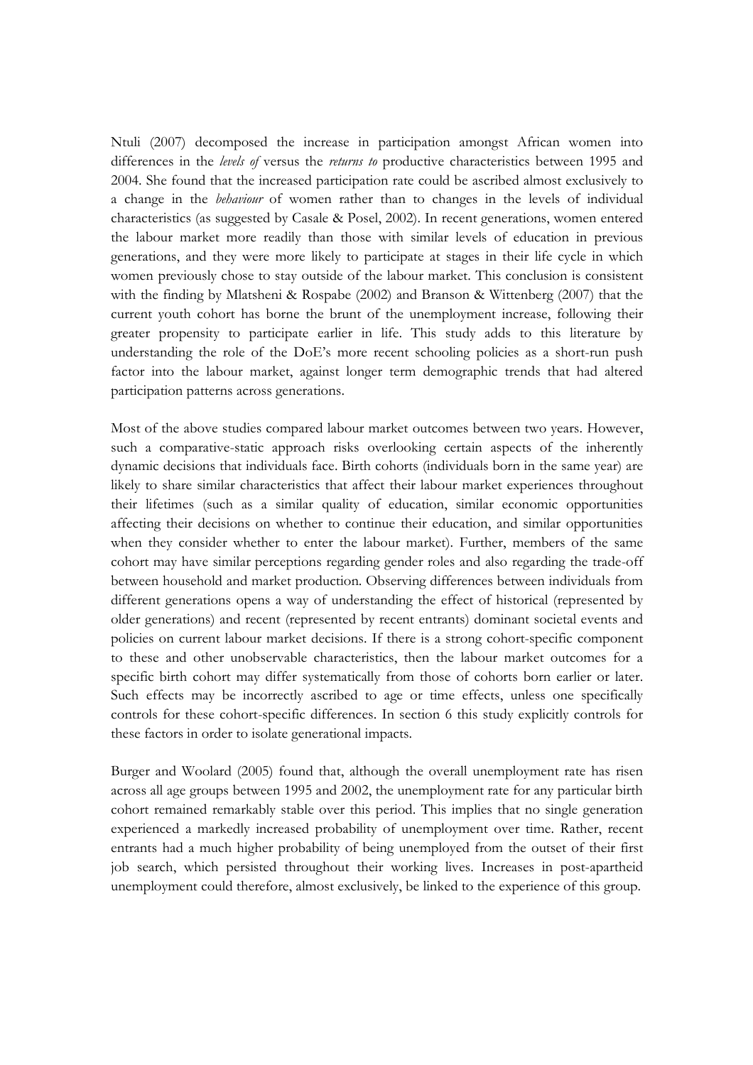Ntuli (2007) decomposed the increase in participation amongst African women into differences in the *levels of* versus the *returns to* productive characteristics between 1995 and 2004. She found that the increased participation rate could be ascribed almost exclusively to a change in the *behaviour* of women rather than to changes in the levels of individual characteristics (as suggested by Casale & Posel, 2002). In recent generations, women entered the labour market more readily than those with similar levels of education in previous generations, and they were more likely to participate at stages in their life cycle in which women previously chose to stay outside of the labour market. This conclusion is consistent with the finding by Mlatsheni & Rospabe (2002) and Branson & Wittenberg (2007) that the current youth cohort has borne the brunt of the unemployment increase, following their greater propensity to participate earlier in life. This study adds to this literature by understanding the role of the DoE's more recent schooling policies as a short-run push factor into the labour market, against longer term demographic trends that had altered participation patterns across generations.

Most of the above studies compared labour market outcomes between two years. However, such a comparative-static approach risks overlooking certain aspects of the inherently dynamic decisions that individuals face. Birth cohorts (individuals born in the same year) are likely to share similar characteristics that affect their labour market experiences throughout their lifetimes (such as a similar quality of education, similar economic opportunities affecting their decisions on whether to continue their education, and similar opportunities when they consider whether to enter the labour market). Further, members of the same cohort may have similar perceptions regarding gender roles and also regarding the trade-off between household and market production. Observing differences between individuals from different generations opens a way of understanding the effect of historical (represented by older generations) and recent (represented by recent entrants) dominant societal events and policies on current labour market decisions. If there is a strong cohort-specific component to these and other unobservable characteristics, then the labour market outcomes for a specific birth cohort may differ systematically from those of cohorts born earlier or later. Such effects may be incorrectly ascribed to age or time effects, unless one specifically controls for these cohort-specific differences. In section 6 this study explicitly controls for these factors in order to isolate generational impacts.

Burger and Woolard (2005) found that, although the overall unemployment rate has risen across all age groups between 1995 and 2002, the unemployment rate for any particular birth cohort remained remarkably stable over this period. This implies that no single generation experienced a markedly increased probability of unemployment over time. Rather, recent entrants had a much higher probability of being unemployed from the outset of their first job search, which persisted throughout their working lives. Increases in post-apartheid unemployment could therefore, almost exclusively, be linked to the experience of this group.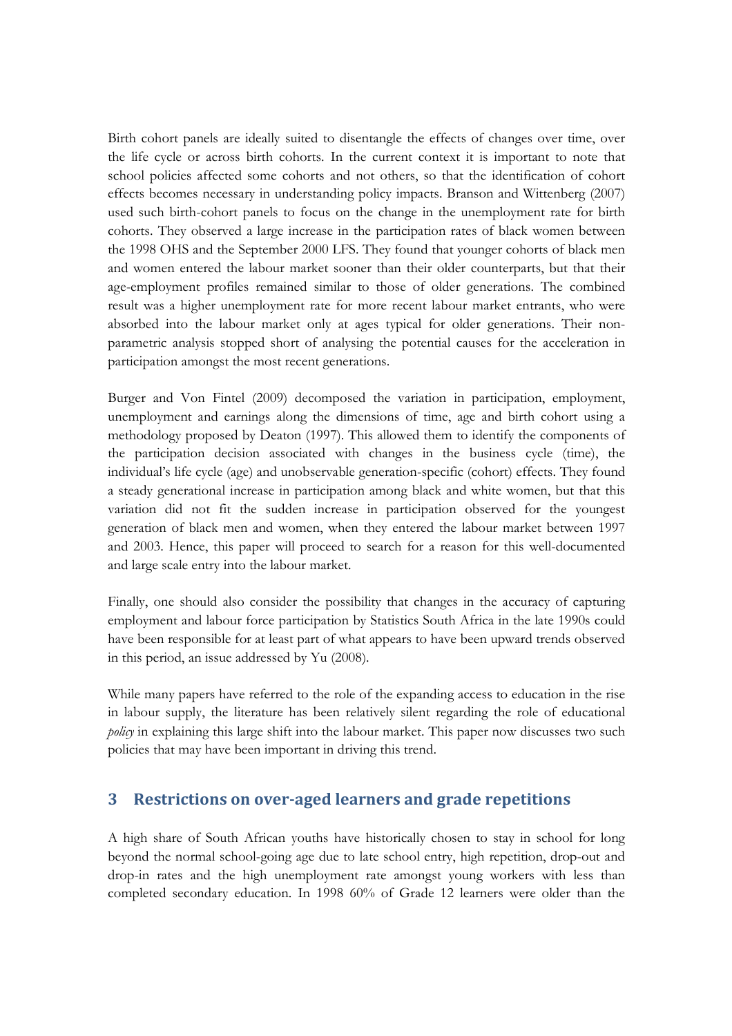Birth cohort panels are ideally suited to disentangle the effects of changes over time, over the life cycle or across birth cohorts. In the current context it is important to note that school policies affected some cohorts and not others, so that the identification of cohort effects becomes necessary in understanding policy impacts. Branson and Wittenberg (2007) used such birth-cohort panels to focus on the change in the unemployment rate for birth cohorts. They observed a large increase in the participation rates of black women between the 1998 OHS and the September 2000 LFS. They found that younger cohorts of black men and women entered the labour market sooner than their older counterparts, but that their age-employment profiles remained similar to those of older generations. The combined result was a higher unemployment rate for more recent labour market entrants, who were absorbed into the labour market only at ages typical for older generations. Their non-parametric analysis stopped short of analysing the potential causes for the acceleration in participation amongst the most recent generations.

Burger and Von Fintel (2009) decomposed the variation in participation, employment, unemployment and earnings along the dimensions of time, age and birth cohort using a methodology proposed by Deaton (1997). This allowed them to identify the components of the participation decision associated with changes in the business cycle (time), the individual's life cycle (age) and unobservable generation-specific (cohort) effects. They found a steady generational increase in participation among black and white women, but that this variation did not fit the sudden increase in participation observed for the youngest generation of black men and women, when they entered the labour market between 1997 and 2003. Hence, this paper will proceed to search for a reason for this well-documented and large scale entry into the labour market.

Finally, one should also consider the possibility that changes in the accuracy of capturing employment and labour force participation by Statistics South Africa in the late 1990s could have been responsible for at least part of what appears to have been upward trends observed in this period, an issue addressed by Yu (2008).

While many papers have referred to the role of the expanding access to education in the rise in labour supply, the literature has been relatively silent regarding the role of educational *policy* in explaining this large shift into the labour market. This paper now discusses two such policies that may have been important in driving this trend.

## 3 Restrictions on over-aged learners and grade repetitions

A high share of South African youths have historically chosen to stay in school for long beyond the normal school-going age due to late school entry, high repetition, drop-out and drop-in rates and the high unemployment rate amongst young workers with less than completed secondary education. In 1998 60% of Grade 12 learners were older than the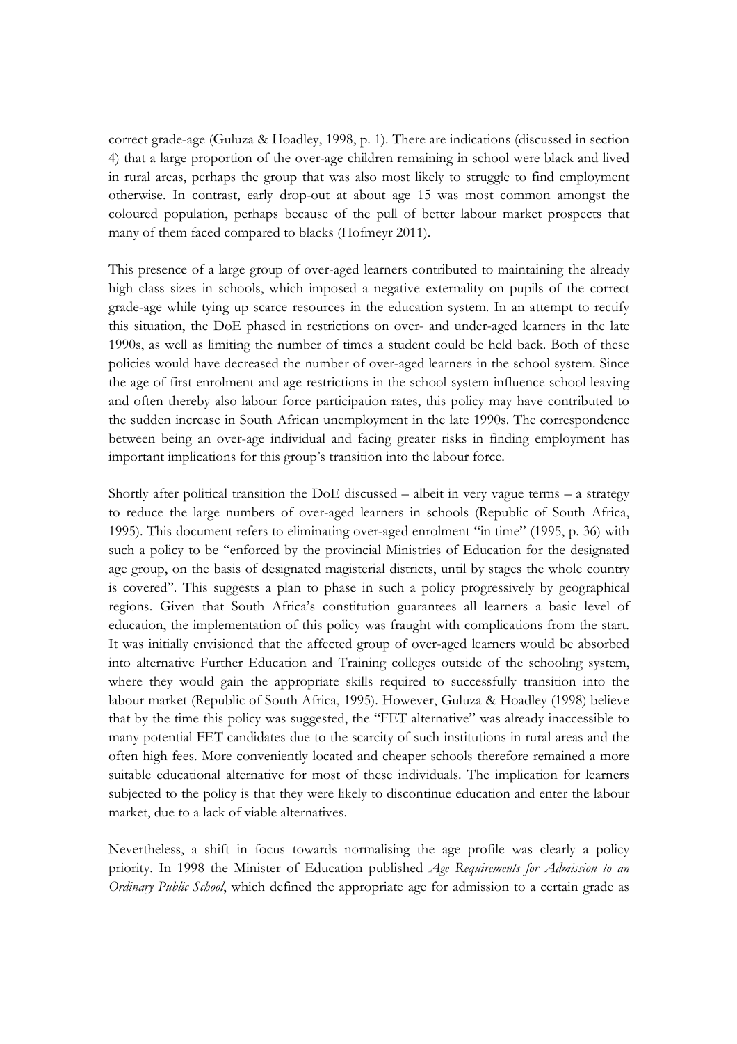correct grade-age (Guluza & Hoadley, 1998, p. 1). There are indications (discussed in section 4) that a large proportion of the over-age children remaining in school were black and lived in rural areas, perhaps the group that was also most likely to struggle to find employment otherwise. In contrast, early drop-out at about age 15 was most common amongst the coloured population, perhaps because of the pull of better labour market prospects that many of them faced compared to blacks (Hofmeyr 2011).

This presence of a large group of over-aged learners contributed to maintaining the already high class sizes in schools, which imposed a negative externality on pupils of the correct grade-age while tying up scarce resources in the education system. In an attempt to rectify this situation, the DoE phased in restrictions on over- and under-aged learners in the late 1990s, as well as limiting the number of times a student could be held back. Both of these policies would have decreased the number of over-aged learners in the school system. Since the age of first enrolment and age restrictions in the school system influence school leaving and often thereby also labour force participation rates, this policy may have contributed to the sudden increase in South African unemployment in the late 1990s. The correspondence between being an over-age individual and facing greater risks in finding employment has important implications for this group's transition into the labour force.

Shortly after political transition the DoE discussed – albeit in very vague terms – a strategy to reduce the large numbers of over-aged learners in schools (Republic of South Africa, 1995). This document refers to eliminating over-aged enrolment "in time" (1995, p. 36) with such a policy to be "enforced by the provincial Ministries of Education for the designated age group, on the basis of designated magisterial districts, until by stages the whole country is covered". This suggests a plan to phase in such a policy progressively by geographical regions. Given that South Africa's constitution guarantees all learners a basic level of education, the implementation of this policy was fraught with complications from the start. It was initially envisioned that the affected group of over-aged learners would be absorbed into alternative Further Education and Training colleges outside of the schooling system, where they would gain the appropriate skills required to successfully transition into the labour market (Republic of South Africa, 1995). However, Guluza & Hoadley (1998) believe that by the time this policy was suggested, the "FET alternative" was already inaccessible to many potential FET candidates due to the scarcity of such institutions in rural areas and the often high fees. More conveniently located and cheaper schools therefore remained a more suitable educational alternative for most of these individuals. The implication for learners subjected to the policy is that they were likely to discontinue education and enter the labour market, due to a lack of viable alternatives.

Nevertheless, a shift in focus towards normalising the age profile was clearly a policy priority. In 1998 the Minister of Education published *Age Requirements for Admission to an Ordinary Public School*, which defined the appropriate age for admission to a certain grade as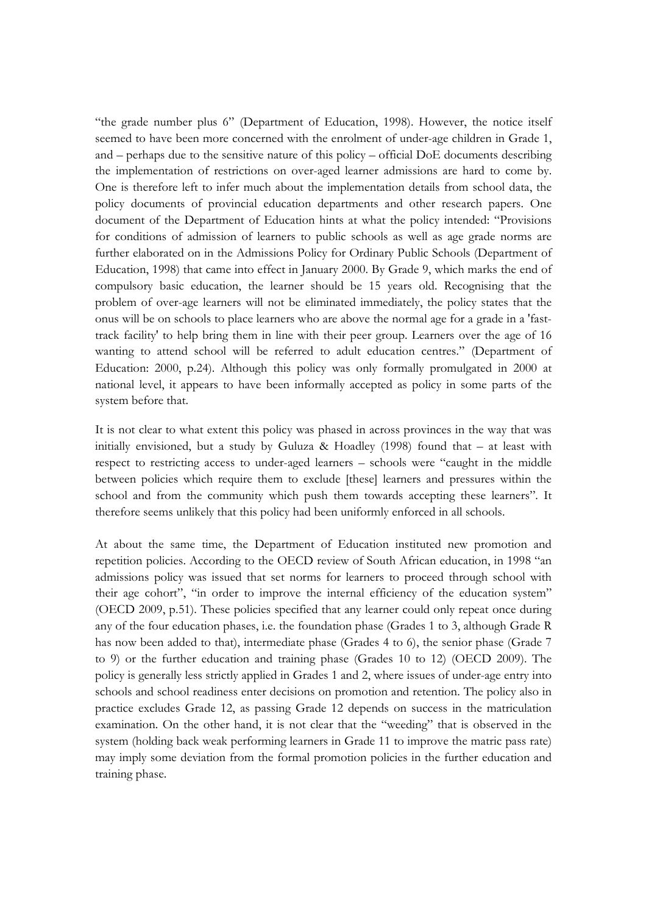"the grade number plus 6" (Department of Education, 1998). However, the notice itself seemed to have been more concerned with the enrolment of under-age children in Grade 1, and – perhaps due to the sensitive nature of this policy – official DoE documents describing the implementation of restrictions on over-aged learner admissions are hard to come by. One is therefore left to infer much about the implementation details from school data, the policy documents of provincial education departments and other research papers. One document of the Department of Education hints at what the policy intended: "Provisions for conditions of admission of learners to public schools as well as age grade norms are further elaborated on in the Admissions Policy for Ordinary Public Schools (Department of Education, 1998) that came into effect in January 2000. By Grade 9, which marks the end of compulsory basic education, the learner should be 15 years old. Recognising that the problem of over-age learners will not be eliminated immediately, the policy states that the onus will be on schools to place learners who are above the normal age for a grade in a 'fast-track facility' to help bring them in line with their peer group. Learners over the age of 16 wanting to attend school will be referred to adult education centres." (Department of Education: 2000, p.24). Although this policy was only formally promulgated in 2000 at national level, it appears to have been informally accepted as policy in some parts of the system before that.

It is not clear to what extent this policy was phased in across provinces in the way that was initially envisioned, but a study by Guluza & Hoadley (1998) found that – at least with respect to restricting access to under-aged learners – schools were "caught in the middle between policies which require them to exclude [these] learners and pressures within the school and from the community which push them towards accepting these learners". It therefore seems unlikely that this policy had been uniformly enforced in all schools.

At about the same time, the Department of Education instituted new promotion and repetition policies. According to the OECD review of South African education, in 1998 "an admissions policy was issued that set norms for learners to proceed through school with their age cohort", "in order to improve the internal efficiency of the education system" (OECD 2009, p.51). These policies specified that any learner could only repeat once during any of the four education phases, i.e. the foundation phase (Grades 1 to 3, although Grade R has now been added to that), intermediate phase (Grades 4 to 6), the senior phase (Grade 7 to 9) or the further education and training phase (Grades 10 to 12) (OECD 2009). The policy is generally less strictly applied in Grades 1 and 2, where issues of under-age entry into schools and school readiness enter decisions on promotion and retention. The policy also in practice excludes Grade 12, as passing Grade 12 depends on success in the matriculation examination. On the other hand, it is not clear that the "weeding" that is observed in the system (holding back weak performing learners in Grade 11 to improve the matric pass rate) may imply some deviation from the formal promotion policies in the further education and training phase.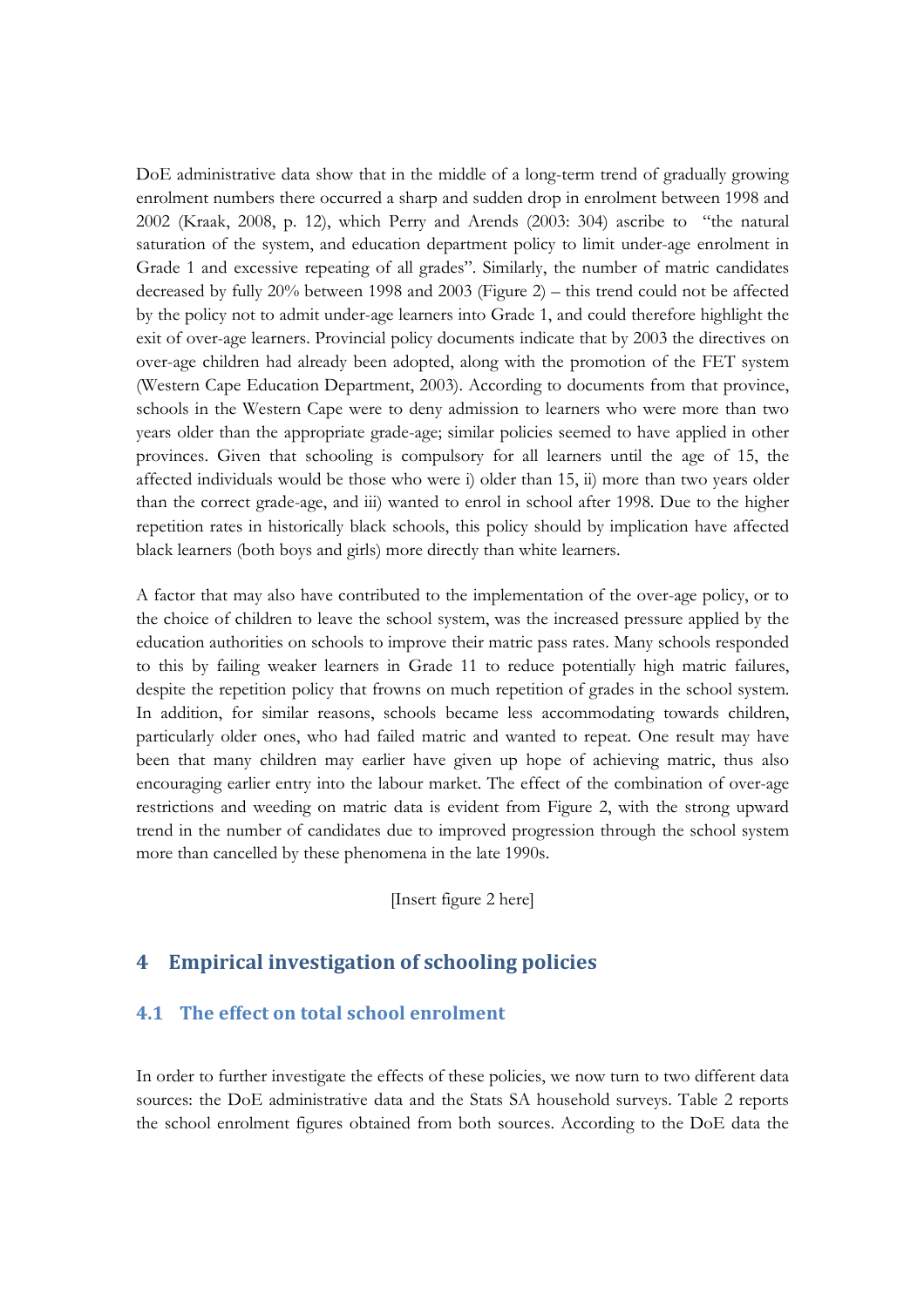DoE administrative data show that in the middle of a long-term trend of gradually growing enrolment numbers there occurred a sharp and sudden drop in enrolment between 1998 and 2002 (Kraak, 2008, p. 12), which Perry and Arends (2003: 304) ascribe to "the natural saturation of the system, and education department policy to limit under-age enrolment in Grade 1 and excessive repeating of all grades". Similarly, the number of matric candidates decreased by fully 20% between 1998 and 2003 (Figure 2) – this trend could not be affected by the policy not to admit under-age learners into Grade 1, and could therefore highlight the exit of over-age learners. Provincial policy documents indicate that by 2003 the directives on over-age children had already been adopted, along with the promotion of the FET system (Western Cape Education Department, 2003). According to documents from that province, schools in the Western Cape were to deny admission to learners who were more than two years older than the appropriate grade-age; similar policies seemed to have applied in other provinces. Given that schooling is compulsory for all learners until the age of 15, the affected individuals would be those who were i) older than 15, ii) more than two years older than the correct grade-age, and iii) wanted to enrol in school after 1998. Due to the higher repetition rates in historically black schools, this policy should by implication have affected black learners (both boys and girls) more directly than white learners.

A factor that may also have contributed to the implementation of the over-age policy, or to the choice of children to leave the school system, was the increased pressure applied by the education authorities on schools to improve their matric pass rates. Many schools responded to this by failing weaker learners in Grade 11 to reduce potentially high matric failures, despite the repetition policy that frowns on much repetition of grades in the school system. In addition, for similar reasons, schools became less accommodating towards children, particularly older ones, who had failed matric and wanted to repeat. One result may have been that many children may earlier have given up hope of achieving matric, thus also encouraging earlier entry into the labour market. The effect of the combination of over-age restrictions and weeding on matric data is evident from Figure 2, with the strong upward trend in the number of candidates due to improved progression through the school system more than cancelled by these phenomena in the late 1990s.

[Insert figure 2 here]

# 4 Empirical investigation of schooling policies

## 4.1 The effect on total school enrolment

In order to further investigate the effects of these policies, we now turn to two different data sources: the DoE administrative data and the Stats SA household surveys. Table 2 reports the school enrolment figures obtained from both sources. According to the DoE data the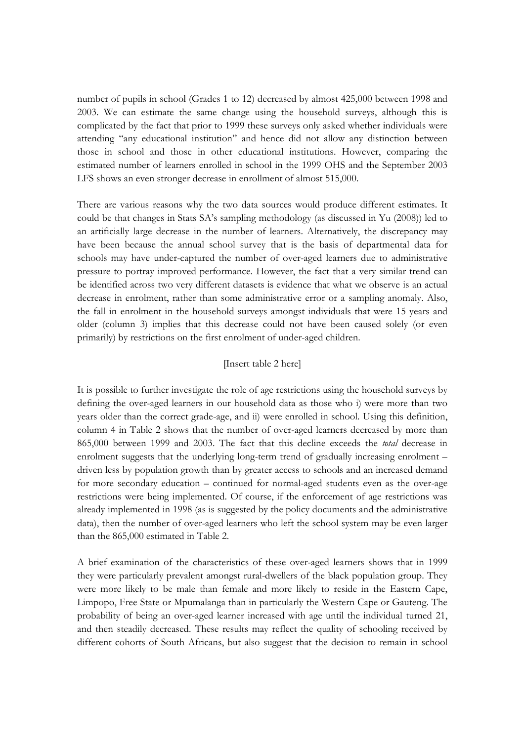number of pupils in school (Grades 1 to 12) decreased by almost 425,000 between 1998 and 2003. We can estimate the same change using the household surveys, although this is complicated by the fact that prior to 1999 these surveys only asked whether individuals were attending "any educational institution" and hence did not allow any distinction between those in school and those in other educational institutions. However, comparing the estimated number of learners enrolled in school in the 1999 OHS and the September 2003 LFS shows an even stronger decrease in enrollment of almost 515,000.

There are various reasons why the two data sources would produce different estimates. It could be that changes in Stats SA's sampling methodology (as discussed in Yu (2008)) led to an artificially large decrease in the number of learners. Alternatively, the discrepancy may have been because the annual school survey that is the basis of departmental data for schools may have under-captured the number of over-aged learners due to administrative pressure to portray improved performance. However, the fact that a very similar trend can be identified across two very different datasets is evidence that what we observe is an actual decrease in enrolment, rather than some administrative error or a sampling anomaly. Also, the fall in enrolment in the household surveys amongst individuals that were 15 years and older (column 3) implies that this decrease could not have been caused solely (or even primarily) by restrictions on the first enrolment of under-aged children.

[Insert table 2 here]

It is possible to further investigate the role of age restrictions using the household surveys by defining the over-aged learners in our household data as those who i) were more than two years older than the correct grade-age, and ii) were enrolled in school. Using this definition, column 4 in Table 2 shows that the number of over-aged learners decreased by more than 865,000 between 1999 and 2003. The fact that this decline exceeds the *total* decrease in enrolment suggests that the underlying long-term trend of gradually increasing enrolment – driven less by population growth than by greater access to schools and an increased demand for more secondary education – continued for normal-aged students even as the over-age restrictions were being implemented. Of course, if the enforcement of age restrictions was already implemented in 1998 (as is suggested by the policy documents and the administrative data), then the number of over-aged learners who left the school system may be even larger than the 865,000 estimated in Table 2.

A brief examination of the characteristics of these over-aged learners shows that in 1999 they were particularly prevalent amongst rural-dwellers of the black population group. They were more likely to be male than female and more likely to reside in the Eastern Cape, Limpopo, Free State or Mpumalanga than in particularly the Western Cape or Gauteng. The probability of being an over-aged learner increased with age until the individual turned 21, and then steadily decreased. These results may reflect the quality of schooling received by different cohorts of South Africans, but also suggest that the decision to remain in school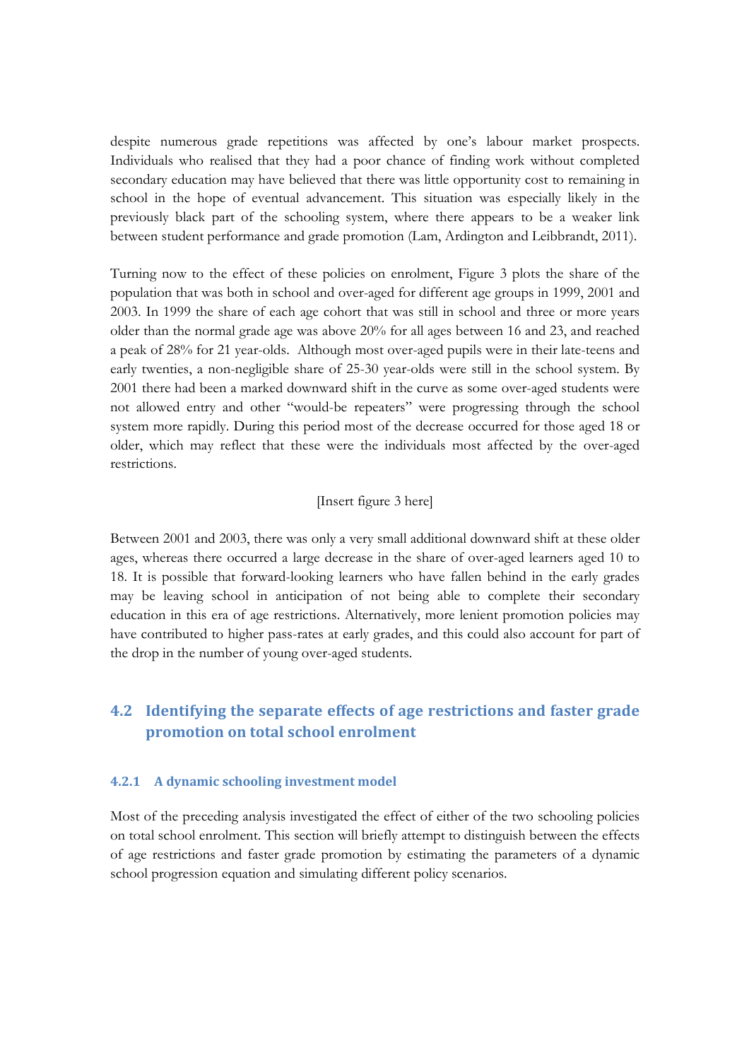despite numerous grade repetitions was affected by one's labour market prospects. Individuals who realised that they had a poor chance of finding work without completed secondary education may have believed that there was little opportunity cost to remaining in school in the hope of eventual advancement. This situation was especially likely in the previously black part of the schooling system, where there appears to be a weaker link between student performance and grade promotion (Lam, Ardington and Leibbrandt, 2011).

Turning now to the effect of these policies on enrolment, Figure 3 plots the share of the population that was both in school and over-aged for different age groups in 1999, 2001 and 2003. In 1999 the share of each age cohort that was still in school and three or more years older than the normal grade age was above 20% for all ages between 16 and 23, and reached a peak of 28% for 21 year-olds. Although most over-aged pupils were in their late-teens and early twenties, a non-negligible share of 25-30 year-olds were still in the school system. By 2001 there had been a marked downward shift in the curve as some over-aged students were not allowed entry and other "would-be repeaters" were progressing through the school system more rapidly. During this period most of the decrease occurred for those aged 18 or older, which may reflect that these were the individuals most affected by the over-aged restrictions.

[Insert figure 3 here]

Between 2001 and 2003, there was only a very small additional downward shift at these older ages, whereas there occurred a large decrease in the share of over-aged learners aged 10 to 18. It is possible that forward-looking learners who have fallen behind in the early grades may be leaving school in anticipation of not being able to complete their secondary education in this era of age restrictions. Alternatively, more lenient promotion policies may have contributed to higher pass-rates at early grades, and this could also account for part of the drop in the number of young over-aged students.

## 4.2 Identifying the separate effects of age restrictions and faster grade promotion on total school enrolment

### 4.2.1 A dynamic schooling investment model

Most of the preceding analysis investigated the effect of either of the two schooling policies on total school enrolment. This section will briefly attempt to distinguish between the effects of age restrictions and faster grade promotion by estimating the parameters of a dynamic school progression equation and simulating different policy scenarios.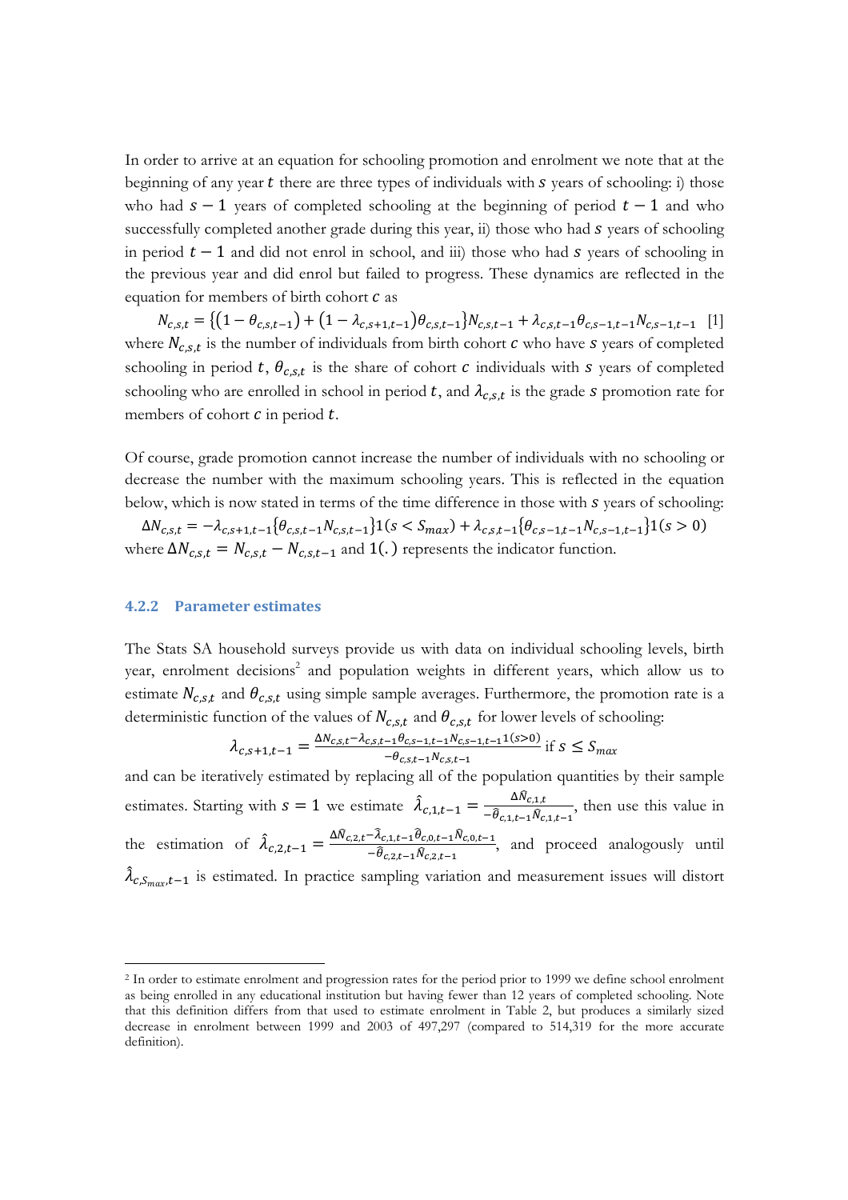In order to arrive at an equation for schooling promotion and enrolment we note that at the beginning of any year $t$ there are three types of individuals with $s$ years of schooling: i) those who had $s-1$ years of completed schooling at the beginning of period $t-1$ and who successfully completed another grade during this year, ii) those who had $s$ years of schooling in period $t-1$ and did not enrol in school, and iii) those who had $s$ years of schooling in the previous year and did enrol but failed to progress. These dynamics are reflected in the equation for members of birth cohort $c$ as

$$N_{c,s,t} = \{(1-\theta_{c,s,t-1}) + (1-\lambda_{c,s+1,t-1})\theta_{c,s,t-1}\}N_{c,s,t-1} + \lambda_{c,s,t-1}\theta_{c,s-1,t-1}N_{c,s-1,t-1} \quad [1]$$

where $N_{c,s,t}$ is the number of individuals from birth cohort $c$ who have $s$ years of completed schooling in period $t$, $\theta_{c,s,t}$ is the share of cohort $c$ individuals with $s$ years of completed schooling who are enrolled in school in period $t$, and $\lambda_{c,s,t}$ is the grade $s$ promotion rate for members of cohort $c$ in period $t$.

Of course, grade promotion cannot increase the number of individuals with no schooling or decrease the number with the maximum schooling years. This is reflected in the equation below, which is now stated in terms of the time difference in those with $s$ years of schooling:

$$\Delta N_{c,s,t} = -\lambda_{c,s+1,t-1}\{\theta_{c,s,t-1}N_{c,s,t-1}\}1(s < S_{max}) + \lambda_{c,s,t-1}\{\theta_{c,s-1,t-1}N_{c,s-1,t-1}\}1(s > 0)$$

where $\Delta N_{c,s,t} = N_{c,s,t} - N_{c,s,t-1}$ and $1(.)$ represents the indicator function.

### 4.2.2 Parameter estimates

The Stats SA household surveys provide us with data on individual schooling levels, birth year, enrolment decisions[2] and population weights in different years, which allow us to estimate $N_{c,s,t}$ and $\theta_{c,s,t}$ using simple sample averages. Furthermore, the promotion rate is a deterministic function of the values of $N_{c,s,t}$ and $\theta_{c,s,t}$ for lower levels of schooling:

$$\lambda_{c,s+1,t-1} = \frac{\Delta N_{c,s,t} - \lambda_{c,s,t-1}\theta_{c,s-1,t-1}N_{c,s-1,t-1}1(s>0)}{-\theta_{c,s,t-1}N_{c,s,t-1}} \text{ if } s \leq S_{max}$$

and can be iteratively estimated by replacing all of the population quantities by their sample estimates. Starting with $s = 1$ we estimate $\hat{\lambda}_{c,1,t-1} = \frac{\Delta \hat{N}_{c,1,t}}{-\hat{\theta}_{c,1,t-1}\hat{N}_{c,1,t-1}}$, then use this value in the estimation of $\hat{\lambda}_{c,2,t-1} = \frac{\Delta \hat{N}_{c,2,t} - \hat{\lambda}_{c,1,t-1}\hat{\theta}_{c,0,t-1}\hat{N}_{c,0,t-1}}{-\hat{\theta}_{c,2,t-1}\hat{N}_{c,2,t-1}}$, and proceed analogously until $\hat{\lambda}_{c,S_{max},t-1}$ is estimated. In practice sampling variation and measurement issues will distort

[2] In order to estimate enrolment and progression rates for the period prior to 1999 we define school enrolment as being enrolled in any educational institution but having fewer than 12 years of completed schooling. Note that this definition differs from that used to estimate enrolment in Table 2, but produces a similarly sized decrease in enrolment between 1999 and 2003 of 497,297 (compared to 514,319 for the more accurate definition).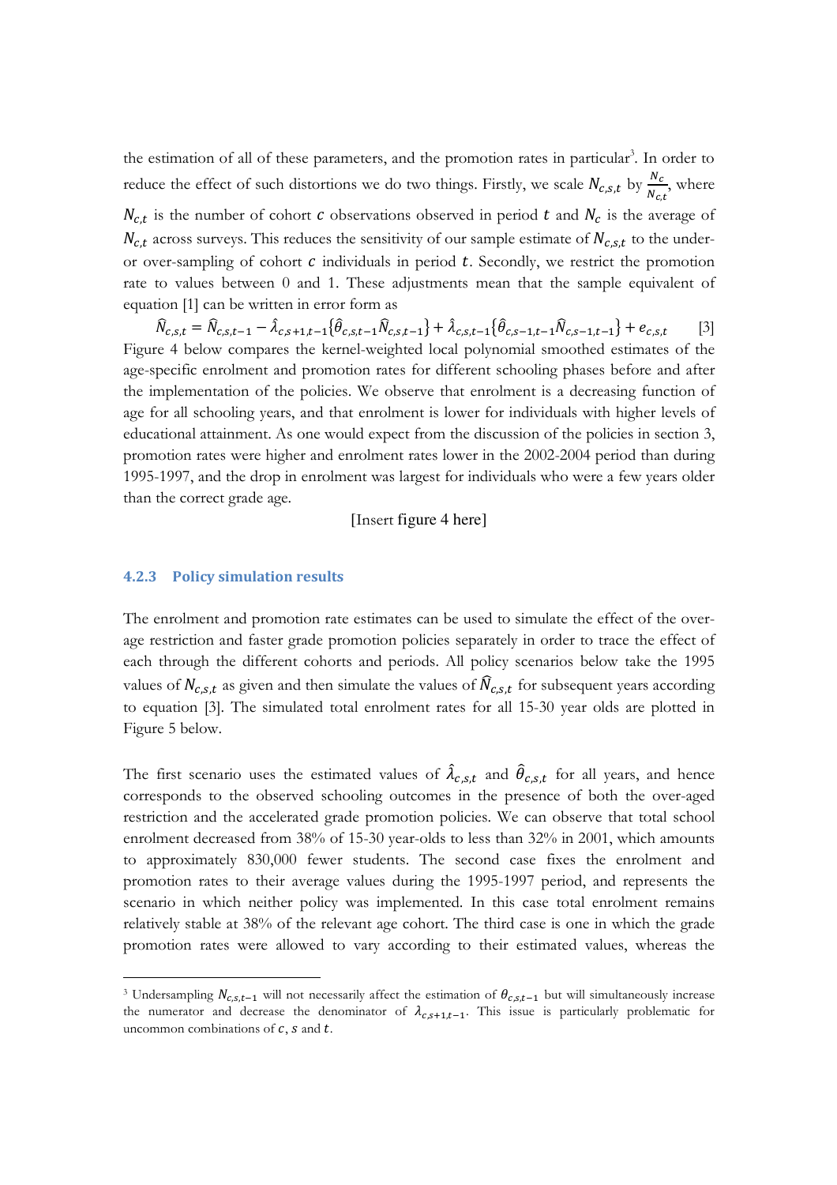the estimation of all of these parameters, and the promotion rates in particular[3]. In order to reduce the effect of such distortions we do two things. Firstly, we scale $N_{c,s,t}$ by $\frac{N_c}{N_{c,t}}$, where $N_{c,t}$ is the number of cohort $c$ observations observed in period $t$ and $N_c$ is the average of $N_{c,t}$ across surveys. This reduces the sensitivity of our sample estimate of $N_{c,s,t}$ to the under- or over-sampling of cohort $c$ individuals in period $t$. Secondly, we restrict the promotion rate to values between 0 and 1. These adjustments mean that the sample equivalent of equation [1] can be written in error form as

$$\widehat{N}_{c,s,t} = \widehat{N}_{c,s,t-1} - \hat{\lambda}_{c,s+1,t-1}\{\hat{\theta}_{c,s,t-1}\widehat{N}_{c,s,t-1}\} + \hat{\lambda}_{c,s,t-1}\{\hat{\theta}_{c,s-1,t-1}\widehat{N}_{c,s-1,t-1}\} + e_{c,s,t} \qquad [3]$$

Figure 4 below compares the kernel-weighted local polynomial smoothed estimates of the age-specific enrolment and promotion rates for different schooling phases before and after the implementation of the policies. We observe that enrolment is a decreasing function of age for all schooling years, and that enrolment is lower for individuals with higher levels of educational attainment. As one would expect from the discussion of the policies in section 3, promotion rates were higher and enrolment rates lower in the 2002-2004 period than during 1995-1997, and the drop in enrolment was largest for individuals who were a few years older than the correct grade age.

[Insert figure 4 here]

### 4.2.3 Policy simulation results

The enrolment and promotion rate estimates can be used to simulate the effect of the over-age restriction and faster grade promotion policies separately in order to trace the effect of each through the different cohorts and periods. All policy scenarios below take the 1995 values of $N_{c,s,t}$ as given and then simulate the values of $\widehat{N}_{c,s,t}$ for subsequent years according to equation [3]. The simulated total enrolment rates for all 15-30 year olds are plotted in Figure 5 below.

The first scenario uses the estimated values of $\hat{\lambda}_{c,s,t}$ and $\hat{\theta}_{c,s,t}$ for all years, and hence corresponds to the observed schooling outcomes in the presence of both the over-aged restriction and the accelerated grade promotion policies. We can observe that total school enrolment decreased from 38% of 15-30 year-olds to less than 32% in 2001, which amounts to approximately 830,000 fewer students. The second case fixes the enrolment and promotion rates to their average values during the 1995-1997 period, and represents the scenario in which neither policy was implemented. In this case total enrolment remains relatively stable at 38% of the relevant age cohort. The third case is one in which the grade promotion rates were allowed to vary according to their estimated values, whereas the

[3] Undersampling $N_{c,s,t-1}$ will not necessarily affect the estimation of $\theta_{c,s,t-1}$ but will simultaneously increase the numerator and decrease the denominator of $\lambda_{c,s+1,t-1}$. This issue is particularly problematic for uncommon combinations of $c$, $s$ and $t$.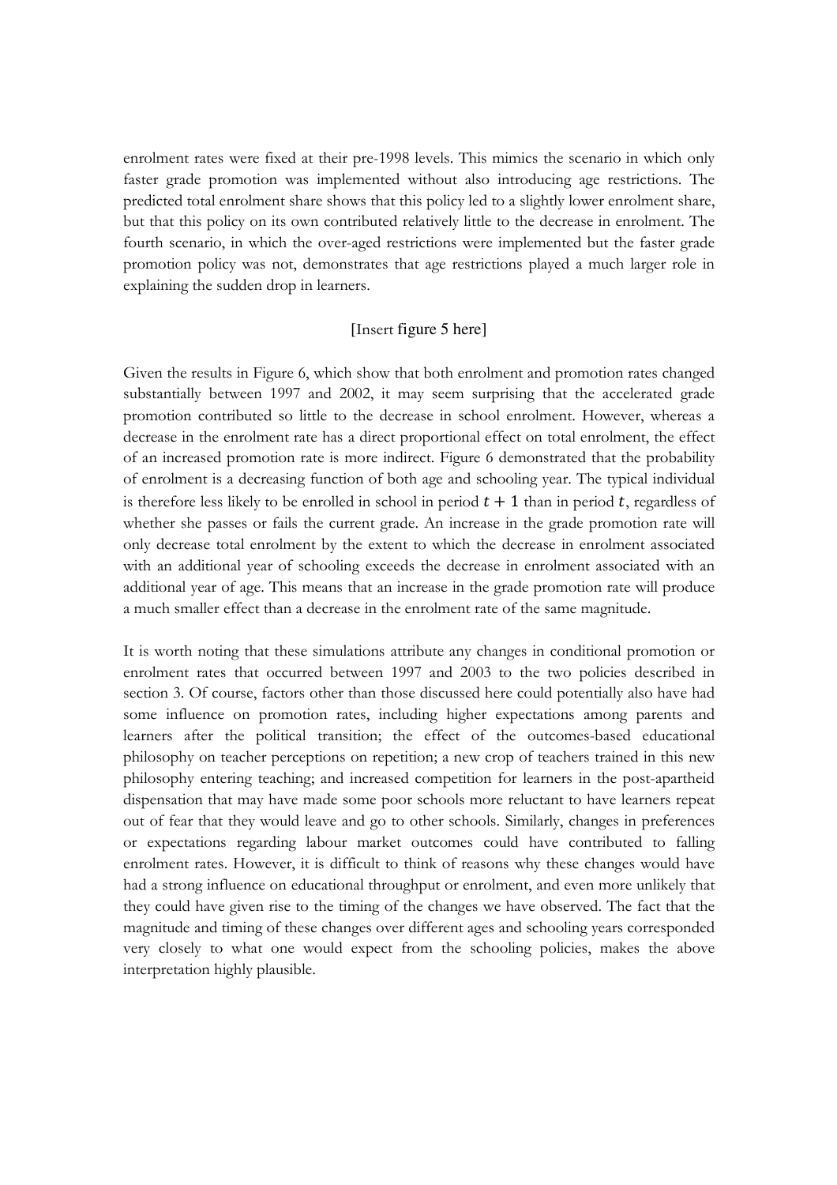enrolment rates were fixed at their pre-1998 levels. This mimics the scenario in which only faster grade promotion was implemented without also introducing age restrictions. The predicted total enrolment share shows that this policy led to a slightly lower enrolment share, but that this policy on its own contributed relatively little to the decrease in enrolment. The fourth scenario, in which the over-aged restrictions were implemented but the faster grade promotion policy was not, demonstrates that age restrictions played a much larger role in explaining the sudden drop in learners.

[Insert figure 5 here]

Given the results in Figure 6, which show that both enrolment and promotion rates changed substantially between 1997 and 2002, it may seem surprising that the accelerated grade promotion contributed so little to the decrease in school enrolment. However, whereas a decrease in the enrolment rate has a direct proportional effect on total enrolment, the effect of an increased promotion rate is more indirect. Figure 6 demonstrated that the probability of enrolment is a decreasing function of both age and schooling year. The typical individual is therefore less likely to be enrolled in school in period $t + 1$ than in period $t$, regardless of whether she passes or fails the current grade. An increase in the grade promotion rate will only decrease total enrolment by the extent to which the decrease in enrolment associated with an additional year of schooling exceeds the decrease in enrolment associated with an additional year of age. This means that an increase in the grade promotion rate will produce a much smaller effect than a decrease in the enrolment rate of the same magnitude.

It is worth noting that these simulations attribute any changes in conditional promotion or enrolment rates that occurred between 1997 and 2003 to the two policies described in section 3. Of course, factors other than those discussed here could potentially also have had some influence on promotion rates, including higher expectations among parents and learners after the political transition; the effect of the outcomes-based educational philosophy on teacher perceptions on repetition; a new crop of teachers trained in this new philosophy entering teaching; and increased competition for learners in the post-apartheid dispensation that may have made some poor schools more reluctant to have learners repeat out of fear that they would leave and go to other schools. Similarly, changes in preferences or expectations regarding labour market outcomes could have contributed to falling enrolment rates. However, it is difficult to think of reasons why these changes would have had a strong influence on educational throughput or enrolment, and even more unlikely that they could have given rise to the timing of the changes we have observed. The fact that the magnitude and timing of these changes over different ages and schooling years corresponded very closely to what one would expect from the schooling policies, makes the above interpretation highly plausible.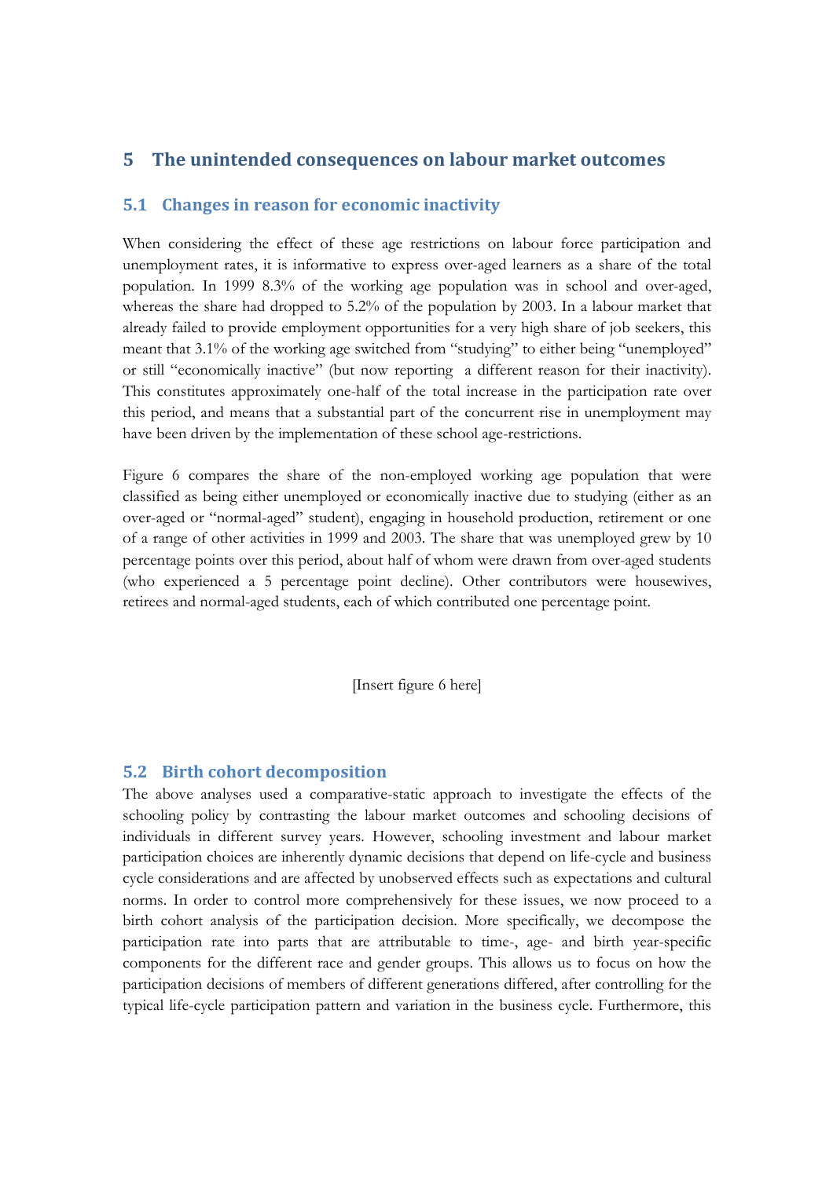# 5 The unintended consequences on labour market outcomes

## 5.1 Changes in reason for economic inactivity

When considering the effect of these age restrictions on labour force participation and unemployment rates, it is informative to express over-aged learners as a share of the total population. In 1999 8.3% of the working age population was in school and over-aged, whereas the share had dropped to 5.2% of the population by 2003. In a labour market that already failed to provide employment opportunities for a very high share of job seekers, this meant that 3.1% of the working age switched from "studying" to either being "unemployed" or still "economically inactive" (but now reporting a different reason for their inactivity). This constitutes approximately one-half of the total increase in the participation rate over this period, and means that a substantial part of the concurrent rise in unemployment may have been driven by the implementation of these school age-restrictions.

Figure 6 compares the share of the non-employed working age population that were classified as being either unemployed or economically inactive due to studying (either as an over-aged or "normal-aged" student), engaging in household production, retirement or one of a range of other activities in 1999 and 2003. The share that was unemployed grew by 10 percentage points over this period, about half of whom were drawn from over-aged students (who experienced a 5 percentage point decline). Other contributors were housewives, retirees and normal-aged students, each of which contributed one percentage point.

[Insert figure 6 here]

## 5.2 Birth cohort decomposition

The above analyses used a comparative-static approach to investigate the effects of the schooling policy by contrasting the labour market outcomes and schooling decisions of individuals in different survey years. However, schooling investment and labour market participation choices are inherently dynamic decisions that depend on life-cycle and business cycle considerations and are affected by unobserved effects such as expectations and cultural norms. In order to control more comprehensively for these issues, we now proceed to a birth cohort analysis of the participation decision. More specifically, we decompose the participation rate into parts that are attributable to time-, age- and birth year-specific components for the different race and gender groups. This allows us to focus on how the participation decisions of members of different generations differed, after controlling for the typical life-cycle participation pattern and variation in the business cycle. Furthermore, this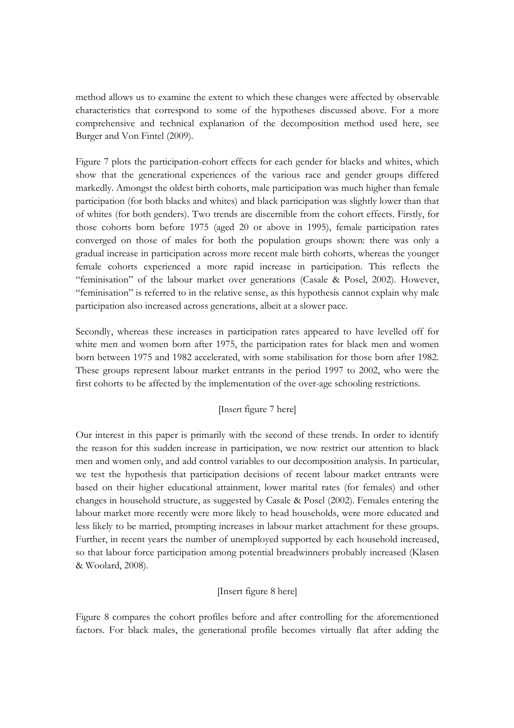method allows us to examine the extent to which these changes were affected by observable characteristics that correspond to some of the hypotheses discussed above. For a more comprehensive and technical explanation of the decomposition method used here, see Burger and Von Fintel (2009).

Figure 7 plots the participation-cohort effects for each gender for blacks and whites, which show that the generational experiences of the various race and gender groups differed markedly. Amongst the oldest birth cohorts, male participation was much higher than female participation (for both blacks and whites) and black participation was slightly lower than that of whites (for both genders). Two trends are discernible from the cohort effects. Firstly, for those cohorts born before 1975 (aged 20 or above in 1995), female participation rates converged on those of males for both the population groups shown: there was only a gradual increase in participation across more recent male birth cohorts, whereas the younger female cohorts experienced a more rapid increase in participation. This reflects the "feminisation" of the labour market over generations (Casale & Posel, 2002). However, "feminisation" is referred to in the relative sense, as this hypothesis cannot explain why male participation also increased across generations, albeit at a slower pace.

Secondly, whereas these increases in participation rates appeared to have levelled off for white men and women born after 1975, the participation rates for black men and women born between 1975 and 1982 accelerated, with some stabilisation for those born after 1982. These groups represent labour market entrants in the period 1997 to 2002, who were the first cohorts to be affected by the implementation of the over-age schooling restrictions.

[Insert figure 7 here]

Our interest in this paper is primarily with the second of these trends. In order to identify the reason for this sudden increase in participation, we now restrict our attention to black men and women only, and add control variables to our decomposition analysis. In particular, we test the hypothesis that participation decisions of recent labour market entrants were based on their higher educational attainment, lower marital rates (for females) and other changes in household structure, as suggested by Casale & Posel (2002). Females entering the labour market more recently were more likely to head households, were more educated and less likely to be married, prompting increases in labour market attachment for these groups. Further, in recent years the number of unemployed supported by each household increased, so that labour force participation among potential breadwinners probably increased (Klasen & Woolard, 2008).

[Insert figure 8 here]

Figure 8 compares the cohort profiles before and after controlling for the aforementioned factors. For black males, the generational profile becomes virtually flat after adding the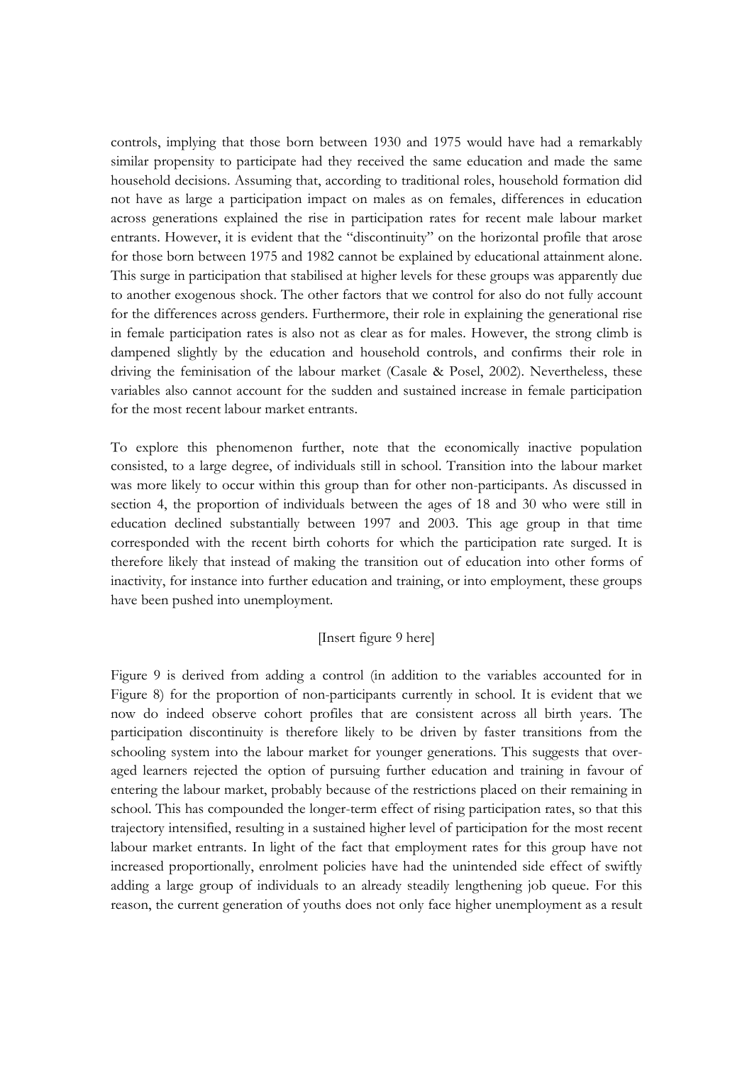controls, implying that those born between 1930 and 1975 would have had a remarkably similar propensity to participate had they received the same education and made the same household decisions. Assuming that, according to traditional roles, household formation did not have as large a participation impact on males as on females, differences in education across generations explained the rise in participation rates for recent male labour market entrants. However, it is evident that the "discontinuity" on the horizontal profile that arose for those born between 1975 and 1982 cannot be explained by educational attainment alone. This surge in participation that stabilised at higher levels for these groups was apparently due to another exogenous shock. The other factors that we control for also do not fully account for the differences across genders. Furthermore, their role in explaining the generational rise in female participation rates is also not as clear as for males. However, the strong climb is dampened slightly by the education and household controls, and confirms their role in driving the feminisation of the labour market (Casale & Posel, 2002). Nevertheless, these variables also cannot account for the sudden and sustained increase in female participation for the most recent labour market entrants.

To explore this phenomenon further, note that the economically inactive population consisted, to a large degree, of individuals still in school. Transition into the labour market was more likely to occur within this group than for other non-participants. As discussed in section 4, the proportion of individuals between the ages of 18 and 30 who were still in education declined substantially between 1997 and 2003. This age group in that time corresponded with the recent birth cohorts for which the participation rate surged. It is therefore likely that instead of making the transition out of education into other forms of inactivity, for instance into further education and training, or into employment, these groups have been pushed into unemployment.

[Insert figure 9 here]

Figure 9 is derived from adding a control (in addition to the variables accounted for in Figure 8) for the proportion of non-participants currently in school. It is evident that we now do indeed observe cohort profiles that are consistent across all birth years. The participation discontinuity is therefore likely to be driven by faster transitions from the schooling system into the labour market for younger generations. This suggests that over-aged learners rejected the option of pursuing further education and training in favour of entering the labour market, probably because of the restrictions placed on their remaining in school. This has compounded the longer-term effect of rising participation rates, so that this trajectory intensified, resulting in a sustained higher level of participation for the most recent labour market entrants. In light of the fact that employment rates for this group have not increased proportionally, enrolment policies have had the unintended side effect of swiftly adding a large group of individuals to an already steadily lengthening job queue. For this reason, the current generation of youths does not only face higher unemployment as a result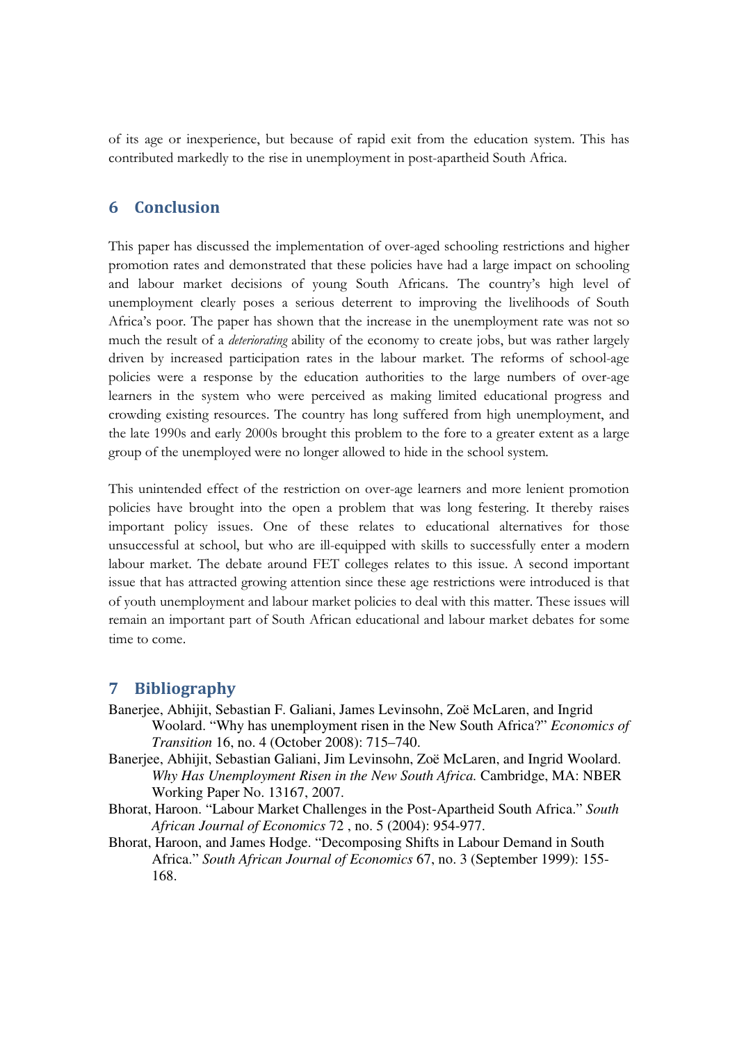of its age or inexperience, but because of rapid exit from the education system. This has contributed markedly to the rise in unemployment in post-apartheid South Africa.

## 6 Conclusion

This paper has discussed the implementation of over-aged schooling restrictions and higher promotion rates and demonstrated that these policies have had a large impact on schooling and labour market decisions of young South Africans. The country's high level of unemployment clearly poses a serious deterrent to improving the livelihoods of South Africa's poor. The paper has shown that the increase in the unemployment rate was not so much the result of a *deteriorating* ability of the economy to create jobs, but was rather largely driven by increased participation rates in the labour market. The reforms of school-age policies were a response by the education authorities to the large numbers of over-age learners in the system who were perceived as making limited educational progress and crowding existing resources. The country has long suffered from high unemployment, and the late 1990s and early 2000s brought this problem to the fore to a greater extent as a large group of the unemployed were no longer allowed to hide in the school system.

This unintended effect of the restriction on over-age learners and more lenient promotion policies have brought into the open a problem that was long festering. It thereby raises important policy issues. One of these relates to educational alternatives for those unsuccessful at school, but who are ill-equipped with skills to successfully enter a modern labour market. The debate around FET colleges relates to this issue. A second important issue that has attracted growing attention since these age restrictions were introduced is that of youth unemployment and labour market policies to deal with this matter. These issues will remain an important part of South African educational and labour market debates for some time to come.

## 7 Bibliography

Banerjee, Abhijit, Sebastian F. Galiani, James Levinsohn, Zoë McLaren, and Ingrid Woolard. "Why has unemployment risen in the New South Africa?" *Economics of Transition* 16, no. 4 (October 2008): 715–740.

Banerjee, Abhijit, Sebastian Galiani, Jim Levinsohn, Zoë McLaren, and Ingrid Woolard. *Why Has Unemployment Risen in the New South Africa.* Cambridge, MA: NBER Working Paper No. 13167, 2007.

Bhorat, Haroon. "Labour Market Challenges in the Post-Apartheid South Africa." *South African Journal of Economics* 72 , no. 5 (2004): 954-977.

Bhorat, Haroon, and James Hodge. "Decomposing Shifts in Labour Demand in South Africa." *South African Journal of Economics* 67, no. 3 (September 1999): 155-168.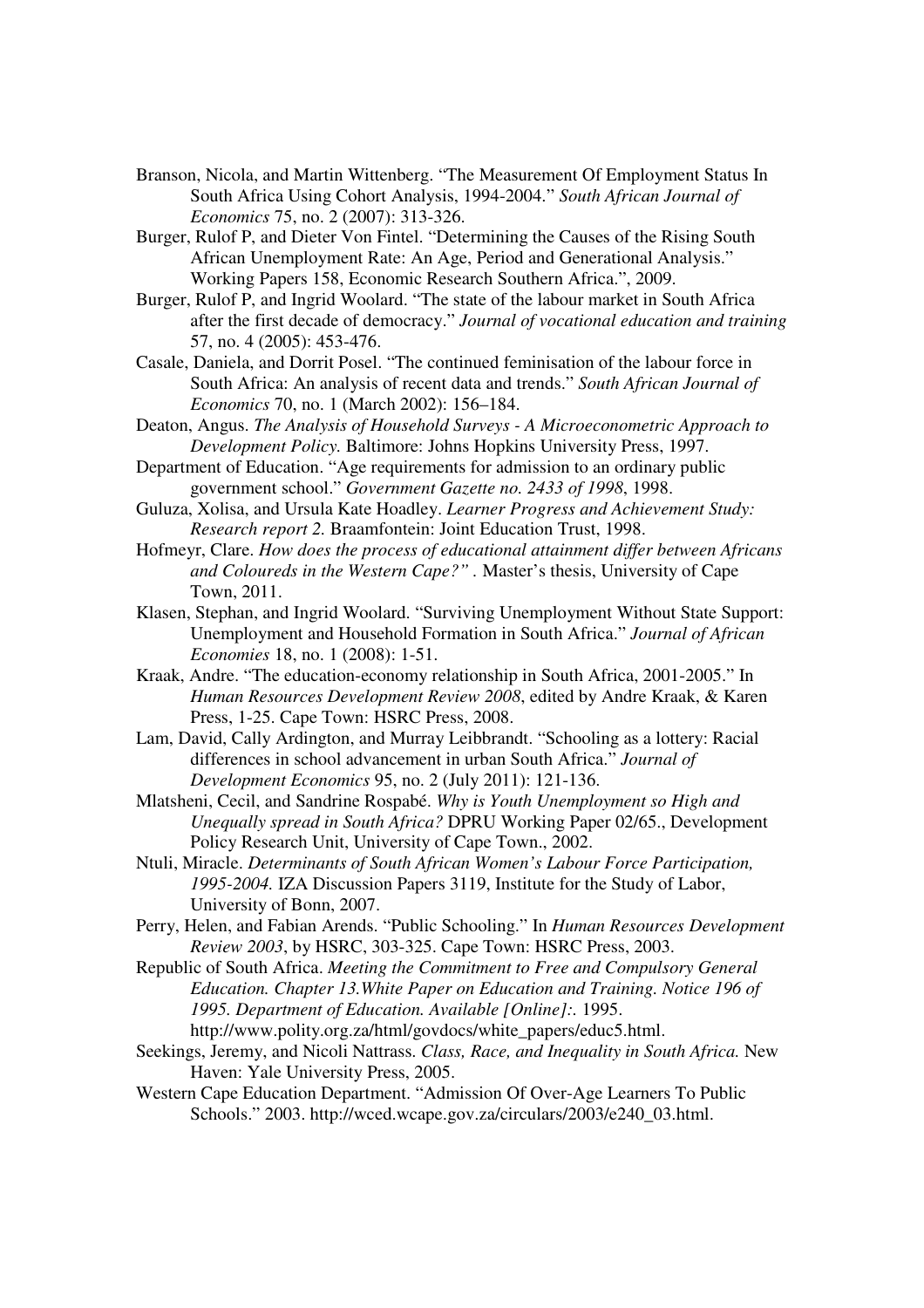Branson, Nicola, and Martin Wittenberg. "The Measurement Of Employment Status In South Africa Using Cohort Analysis, 1994-2004." *South African Journal of Economics* 75, no. 2 (2007): 313-326.

Burger, Rulof P, and Dieter Von Fintel. "Determining the Causes of the Rising South African Unemployment Rate: An Age, Period and Generational Analysis." Working Papers 158, Economic Research Southern Africa.", 2009.

Burger, Rulof P, and Ingrid Woolard. "The state of the labour market in South Africa after the first decade of democracy." *Journal of vocational education and training* 57, no. 4 (2005): 453-476.

Casale, Daniela, and Dorrit Posel. "The continued feminisation of the labour force in South Africa: An analysis of recent data and trends." *South African Journal of Economics* 70, no. 1 (March 2002): 156–184.

Deaton, Angus. *The Analysis of Household Surveys - A Microeconometric Approach to Development Policy.* Baltimore: Johns Hopkins University Press, 1997.

Department of Education. "Age requirements for admission to an ordinary public government school." *Government Gazette no. 2433 of 1998*, 1998.

Guluza, Xolisa, and Ursula Kate Hoadley. *Learner Progress and Achievement Study: Research report 2.* Braamfontein: Joint Education Trust, 1998.

Hofmeyr, Clare. *How does the process of educational attainment differ between Africans and Coloureds in the Western Cape?"* . Master's thesis, University of Cape Town, 2011.

Klasen, Stephan, and Ingrid Woolard. "Surviving Unemployment Without State Support: Unemployment and Household Formation in South Africa." *Journal of African Economies* 18, no. 1 (2008): 1-51.

Kraak, Andre. "The education-economy relationship in South Africa, 2001-2005." In *Human Resources Development Review 2008*, edited by Andre Kraak, & Karen Press, 1-25. Cape Town: HSRC Press, 2008.

Lam, David, Cally Ardington, and Murray Leibbrandt. "Schooling as a lottery: Racial differences in school advancement in urban South Africa." *Journal of Development Economics* 95, no. 2 (July 2011): 121-136.

Mlatsheni, Cecil, and Sandrine Rospabé. *Why is Youth Unemployment so High and Unequally spread in South Africa?* DPRU Working Paper 02/65., Development Policy Research Unit, University of Cape Town., 2002.

Ntuli, Miracle. *Determinants of South African Women's Labour Force Participation, 1995-2004.* IZA Discussion Papers 3119, Institute for the Study of Labor, University of Bonn, 2007.

Perry, Helen, and Fabian Arends. "Public Schooling." In *Human Resources Development Review 2003*, by HSRC, 303-325. Cape Town: HSRC Press, 2003.

Republic of South Africa. *Meeting the Commitment to Free and Compulsory General Education. Chapter 13.White Paper on Education and Training. Notice 196 of 1995. Department of Education. Available [Online]:.* 1995. http://www.polity.org.za/html/govdocs/white_papers/educ5.html.

Seekings, Jeremy, and Nicoli Nattrass. *Class, Race, and Inequality in South Africa.* New Haven: Yale University Press, 2005.

Western Cape Education Department. "Admission Of Over-Age Learners To Public Schools." 2003. http://wced.wcape.gov.za/circulars/2003/e240_03.html.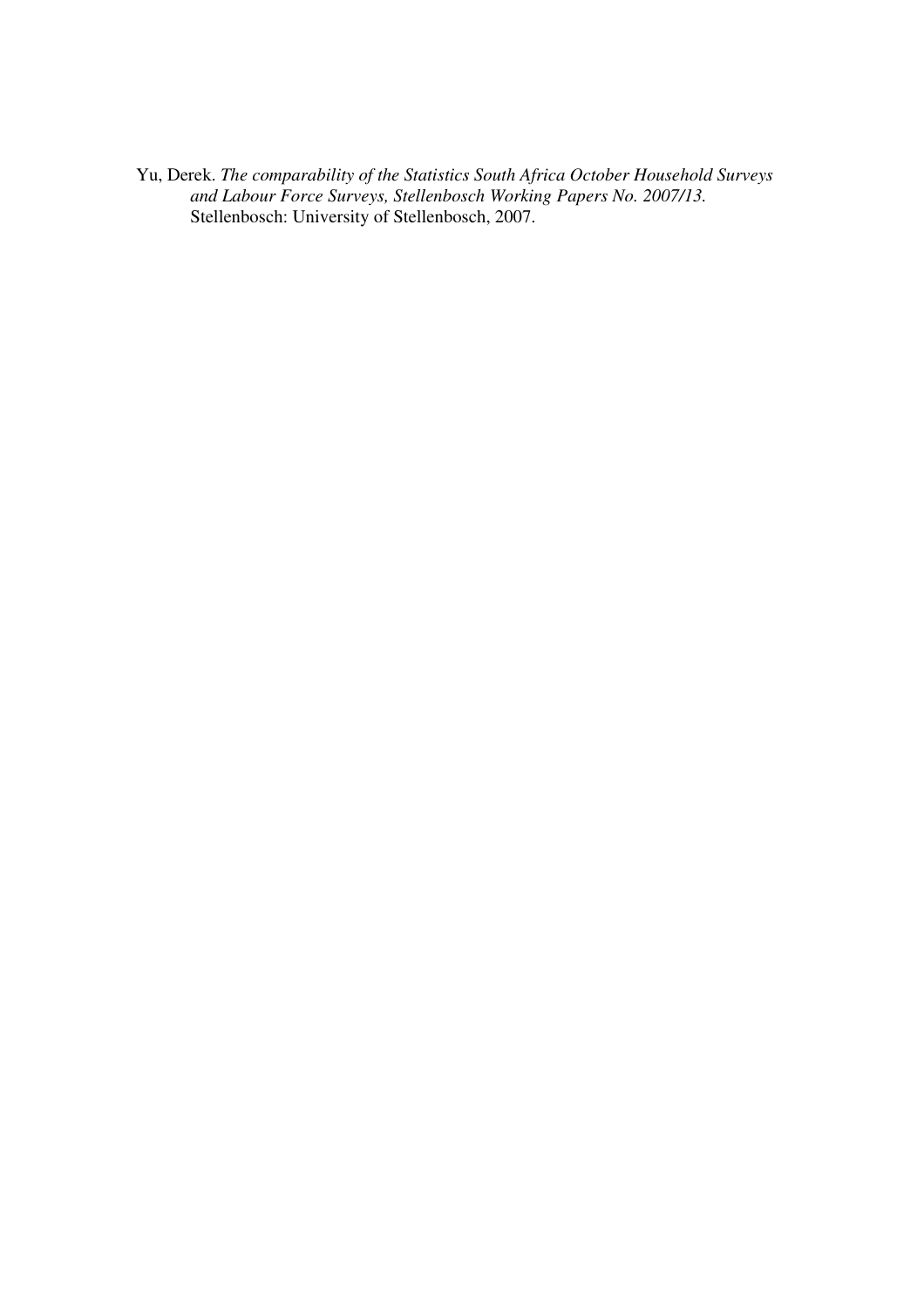Yu, Derek. *The comparability of the Statistics South Africa October Household Surveys and Labour Force Surveys, Stellenbosch Working Papers No. 2007/13.* Stellenbosch: University of Stellenbosch, 2007.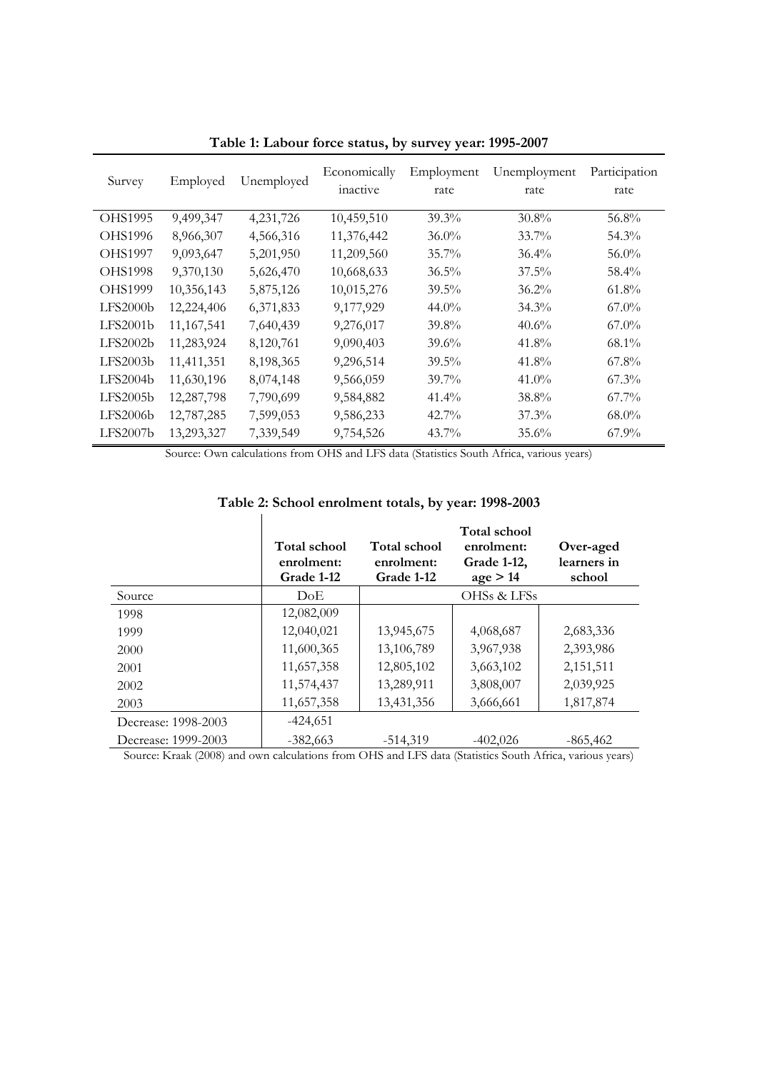**Table 1: Labour force status, by survey year: 1995-2007**

| Survey | Employed | Unemployed | Economically inactive | Employment rate | Unemployment rate | Participation rate |
|---|---|---|---|---|---|---|
| OHS1995 | 9,499,347 | 4,231,726 | 10,459,510 | 39.3% | 30.8% | 56.8% |
| OHS1996 | 8,966,307 | 4,566,316 | 11,376,442 | 36.0% | 33.7% | 54.3% |
| OHS1997 | 9,093,647 | 5,201,950 | 11,209,560 | 35.7% | 36.4% | 56.0% |
| OHS1998 | 9,370,130 | 5,626,470 | 10,668,633 | 36.5% | 37.5% | 58.4% |
| OHS1999 | 10,356,143 | 5,875,126 | 10,015,276 | 39.5% | 36.2% | 61.8% |
| LFS2000b | 12,224,406 | 6,371,833 | 9,177,929 | 44.0% | 34.3% | 67.0% |
| LFS2001b | 11,167,541 | 7,640,439 | 9,276,017 | 39.8% | 40.6% | 67.0% |
| LFS2002b | 11,283,924 | 8,120,761 | 9,090,403 | 39.6% | 41.8% | 68.1% |
| LFS2003b | 11,411,351 | 8,198,365 | 9,296,514 | 39.5% | 41.8% | 67.8% |
| LFS2004b | 11,630,196 | 8,074,148 | 9,566,059 | 39.7% | 41.0% | 67.3% |
| LFS2005b | 12,287,798 | 7,790,699 | 9,584,882 | 41.4% | 38.8% | 67.7% |
| LFS2006b | 12,787,285 | 7,599,053 | 9,586,233 | 42.7% | 37.3% | 68.0% |
| LFS2007b | 13,293,327 | 7,339,549 | 9,754,526 | 43.7% | 35.6% | 67.9% |

Source: Own calculations from OHS and LFS data (Statistics South Africa, various years)

**Table 2: School enrolment totals, by year: 1998-2003**

| | **Total school enrolment: Grade 1-12** | **Total school enrolment: Grade 1-12** | **Total school enrolment: Grade 1-12, age > 14** | **Over-aged learners in school** |
|---|---|---|---|---|
| Source | DoE | OHSs & LFSs | | |
| 1998 | 12,082,009 | | | |
| 1999 | 12,040,021 | 13,945,675 | 4,068,687 | 2,683,336 |
| 2000 | 11,600,365 | 13,106,789 | 3,967,938 | 2,393,986 |
| 2001 | 11,657,358 | 12,805,102 | 3,663,102 | 2,151,511 |
| 2002 | 11,574,437 | 13,289,911 | 3,808,007 | 2,039,925 |
| 2003 | 11,657,358 | 13,431,356 | 3,666,661 | 1,817,874 |
| Decrease: 1998-2003 | -424,651 | | | |
| Decrease: 1999-2003 | -382,663 | -514,319 | -402,026 | -865,462 |

Source: Kraak (2008) and own calculations from OHS and LFS data (Statistics South Africa, various years)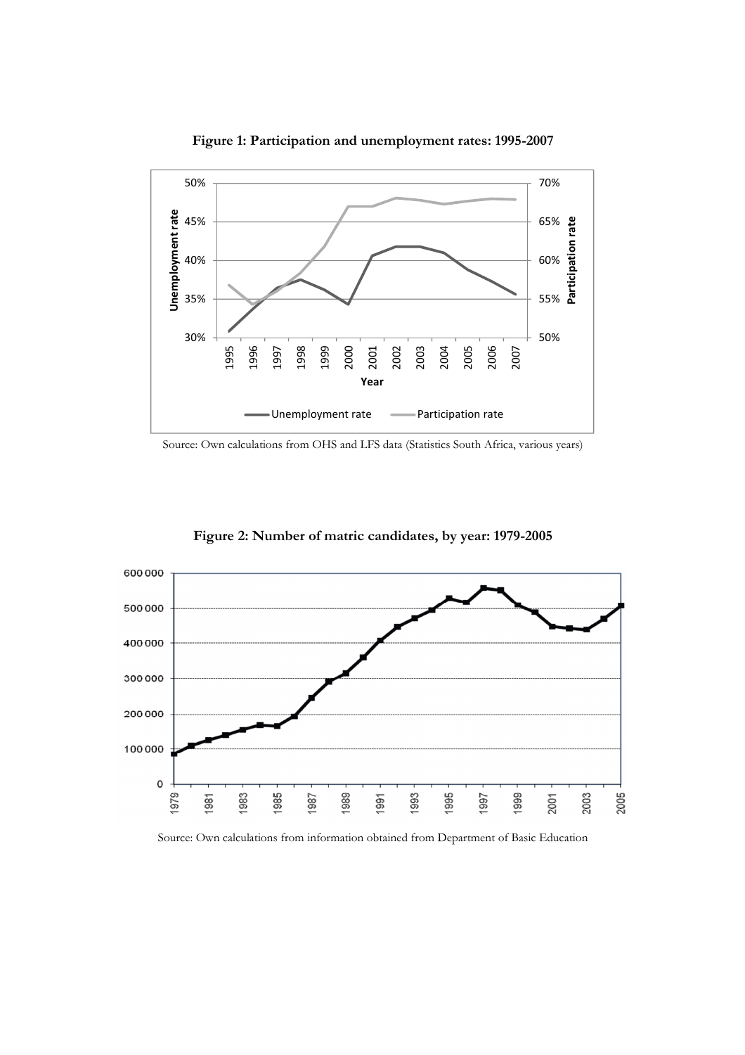**Figure 1: Participation and unemployment rates: 1995-2007**

Source: Own calculations from OHS and LFS data (Statistics South Africa, various years)

**Figure 2: Number of matric candidates, by year: 1979-2005**

Source: Own calculations from information obtained from Department of Basic Education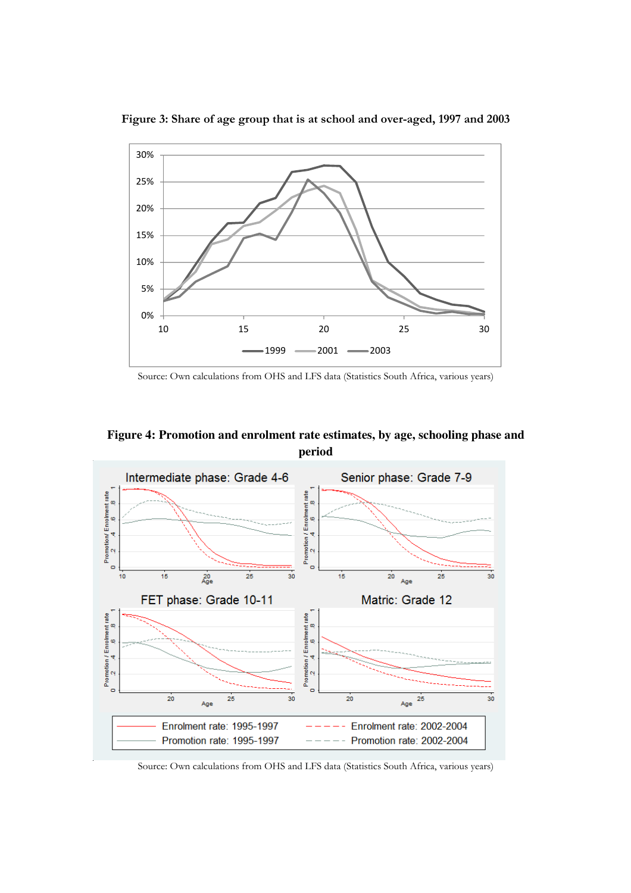**Figure 3: Share of age group that is at school and over-aged, 1997 and 2003**

Source: Own calculations from OHS and LFS data (Statistics South Africa, various years)

**Figure 4: Promotion and enrolment rate estimates, by age, schooling phase and period**

Source: Own calculations from OHS and LFS data (Statistics South Africa, various years)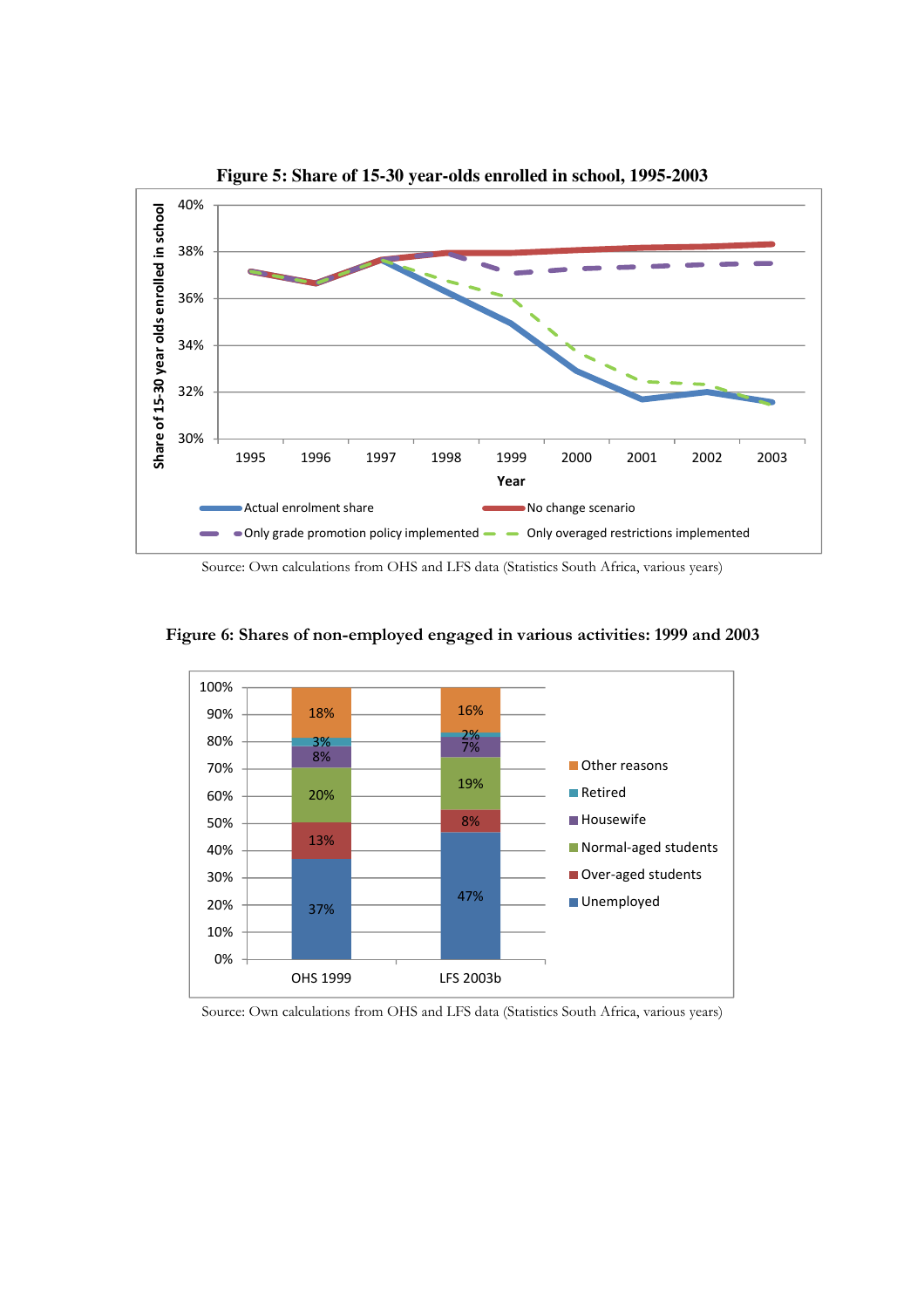**Figure 5: Share of 15-30 year-olds enrolled in school, 1995-2003**

Source: Own calculations from OHS and LFS data (Statistics South Africa, various years)

**Figure 6: Shares of non-employed engaged in various activities: 1999 and 2003**

| | OHS 1999 | LFS 2003b |
|---|---|---|
| Other reasons | 18% | 16% |
| Retired | 3% | 2% |
| Housewife | 8% | 7% |
| Normal-aged students | 20% | 19% |
| Over-aged students | 13% | 8% |
| Unemployed | 37% | 47% |

Source: Own calculations from OHS and LFS data (Statistics South Africa, various years)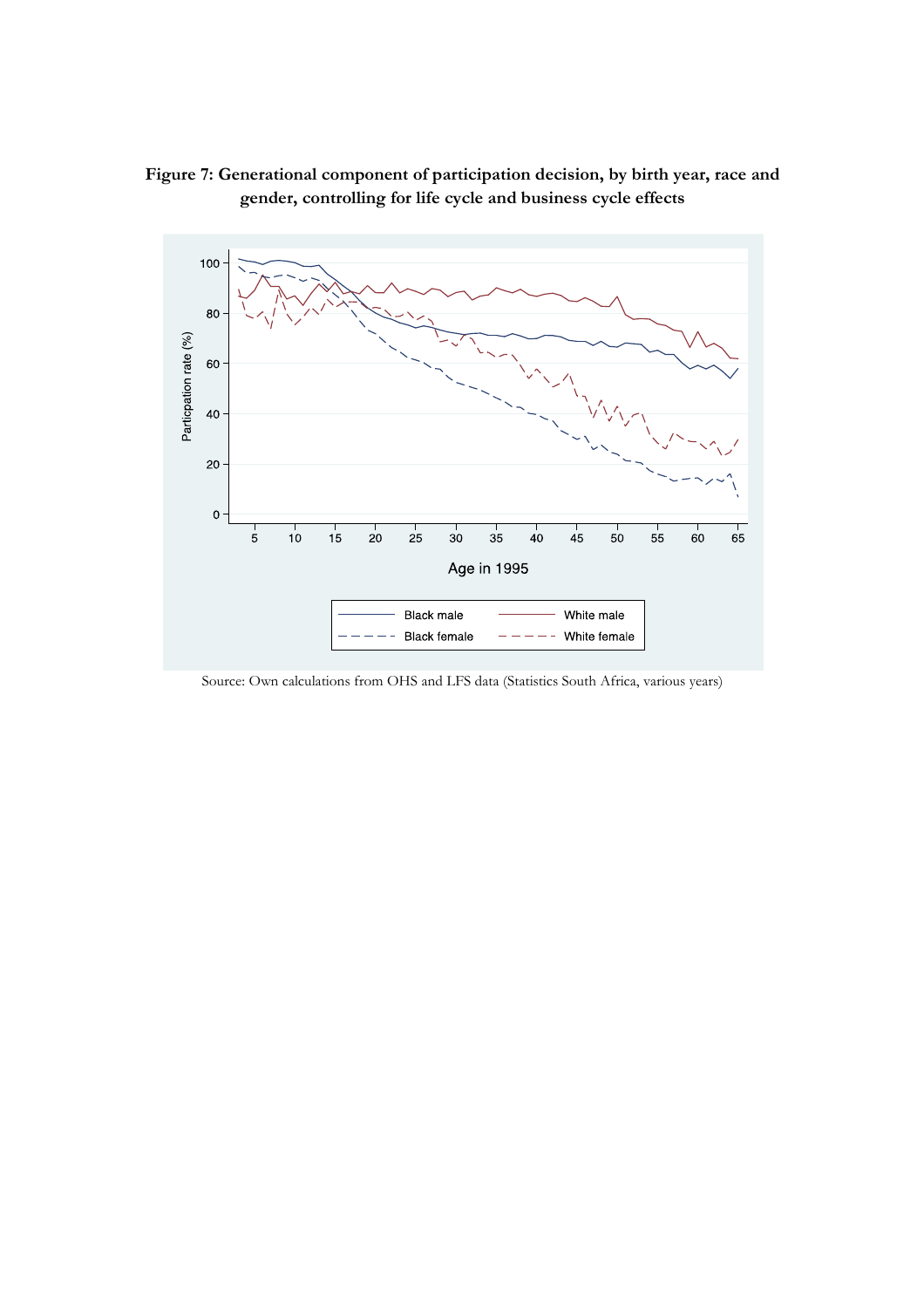**Figure 7: Generational component of participation decision, by birth year, race and gender, controlling for life cycle and business cycle effects**

Source: Own calculations from OHS and LFS data (Statistics South Africa, various years)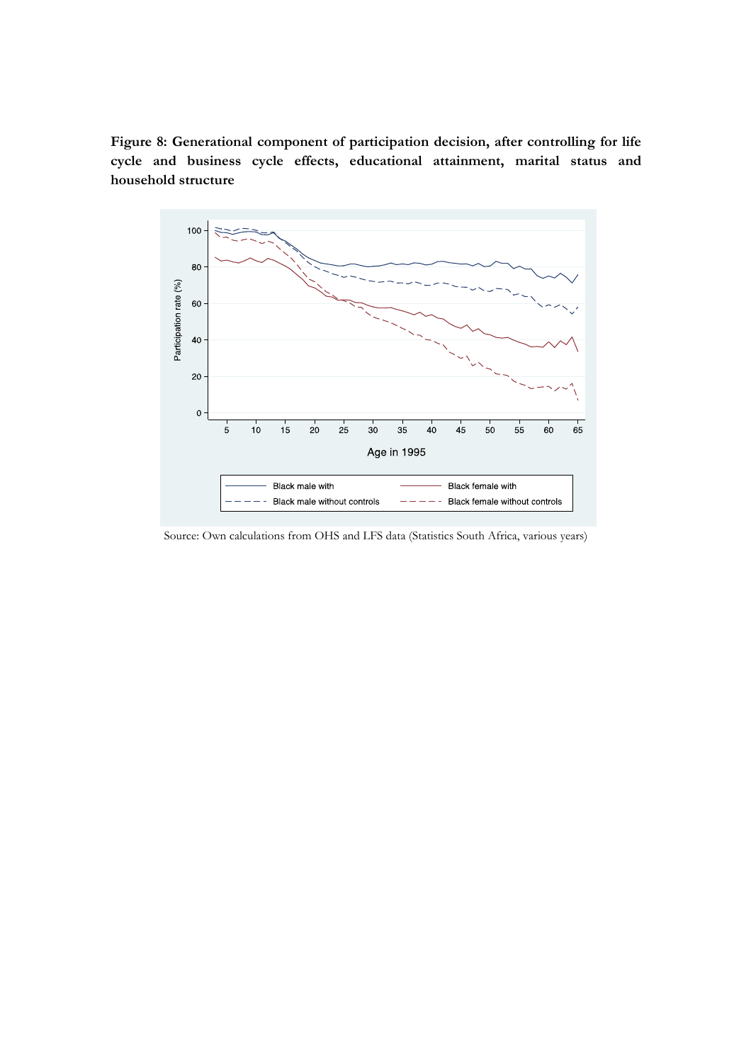**Figure 8: Generational component of participation decision, after controlling for life cycle and business cycle effects, educational attainment, marital status and household structure**

Source: Own calculations from OHS and LFS data (Statistics South Africa, various years)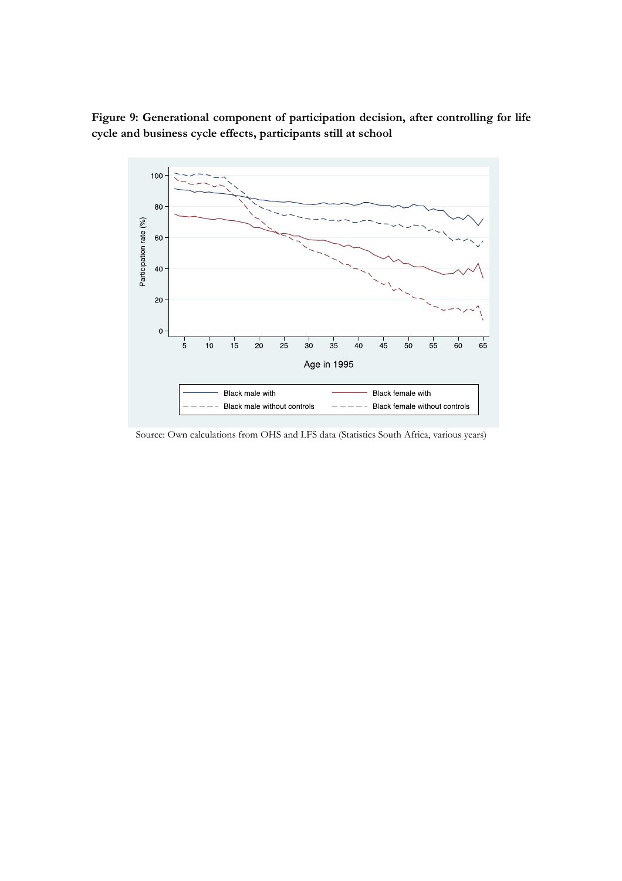**Figure 9: Generational component of participation decision, after controlling for life cycle and business cycle effects, participants still at school**

Participation rate (%)

100
80
60
40
20
0

5 10 15 20 25 30 35 40 45 50 55 60 65

Age in 1995

Black male with

Black female with

Black male without controls

Black female without controls

Source: Own calculations from OHS and LFS data (Statistics South Africa, various years)